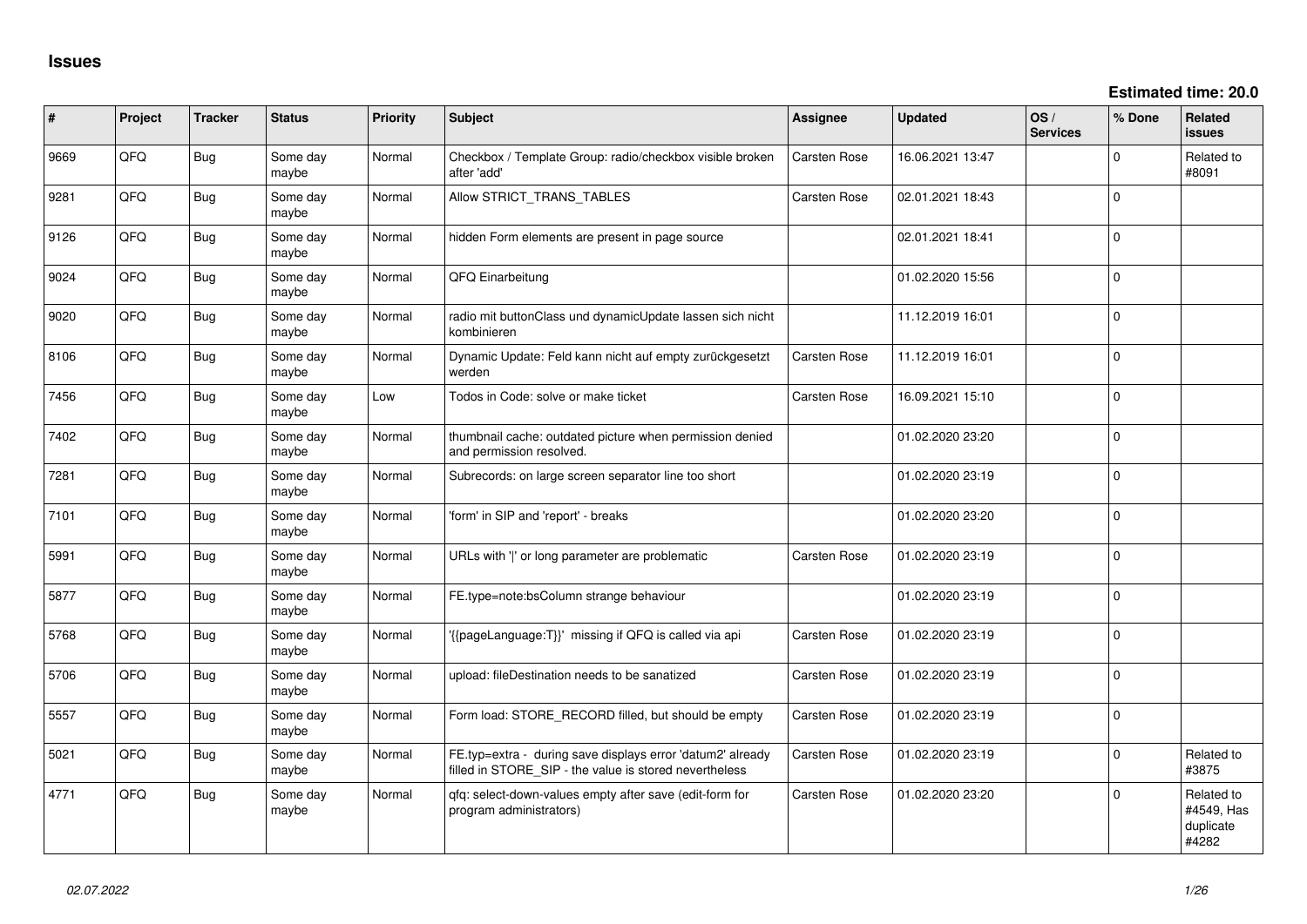# Issues

**Estimated time: 20.0**

| # | Project | Tracker | Status | Priority | Subject | Assignee | Updated | OS / Services | % Done | Related issues |
|---|---|---|---|---|---|---|---|---|---|---|
| 9669 | QFQ | Bug | Some day maybe | Normal | Checkbox / Template Group: radio/checkbox visible broken after 'add' | Carsten Rose | 16.06.2021 13:47 | | 0 | Related to #8091 |
| 9281 | QFQ | Bug | Some day maybe | Normal | Allow STRICT_TRANS_TABLES | Carsten Rose | 02.01.2021 18:43 | | 0 | |
| 9126 | QFQ | Bug | Some day maybe | Normal | hidden Form elements are present in page source | | 02.01.2021 18:41 | | 0 | |
| 9024 | QFQ | Bug | Some day maybe | Normal | QFQ Einarbeitung | | 01.02.2020 15:56 | | 0 | |
| 9020 | QFQ | Bug | Some day maybe | Normal | radio mit buttonClass und dynamicUpdate lassen sich nicht kombinieren | | 11.12.2019 16:01 | | 0 | |
| 8106 | QFQ | Bug | Some day maybe | Normal | Dynamic Update: Feld kann nicht auf empty zurückgesetzt werden | Carsten Rose | 11.12.2019 16:01 | | 0 | |
| 7456 | QFQ | Bug | Some day maybe | Low | Todos in Code: solve or make ticket | Carsten Rose | 16.09.2021 15:10 | | 0 | |
| 7402 | QFQ | Bug | Some day maybe | Normal | thumbnail cache: outdated picture when permission denied and permission resolved. | | 01.02.2020 23:20 | | 0 | |
| 7281 | QFQ | Bug | Some day maybe | Normal | Subrecords: on large screen separator line too short | | 01.02.2020 23:19 | | 0 | |
| 7101 | QFQ | Bug | Some day maybe | Normal | 'form' in SIP and 'report' - breaks | | 01.02.2020 23:20 | | 0 | |
| 5991 | QFQ | Bug | Some day maybe | Normal | URLs with '\|' or long parameter are problematic | Carsten Rose | 01.02.2020 23:19 | | 0 | |
| 5877 | QFQ | Bug | Some day maybe | Normal | FE.type=note:bsColumn strange behaviour | | 01.02.2020 23:19 | | 0 | |
| 5768 | QFQ | Bug | Some day maybe | Normal | '{{pageLanguage:T}}' missing if QFQ is called via api | Carsten Rose | 01.02.2020 23:19 | | 0 | |
| 5706 | QFQ | Bug | Some day maybe | Normal | upload: fileDestination needs to be sanatized | Carsten Rose | 01.02.2020 23:19 | | 0 | |
| 5557 | QFQ | Bug | Some day maybe | Normal | Form load: STORE_RECORD filled, but should be empty | Carsten Rose | 01.02.2020 23:19 | | 0 | |
| 5021 | QFQ | Bug | Some day maybe | Normal | FE.typ=extra - during save displays error 'datum2' already filled in STORE_SIP - the value is stored nevertheless | Carsten Rose | 01.02.2020 23:19 | | 0 | Related to #3875 |
| 4771 | QFQ | Bug | Some day maybe | Normal | qfq: select-down-values empty after save (edit-form for program administrators) | Carsten Rose | 01.02.2020 23:20 | | 0 | Related to #4549, Has duplicate #4282 |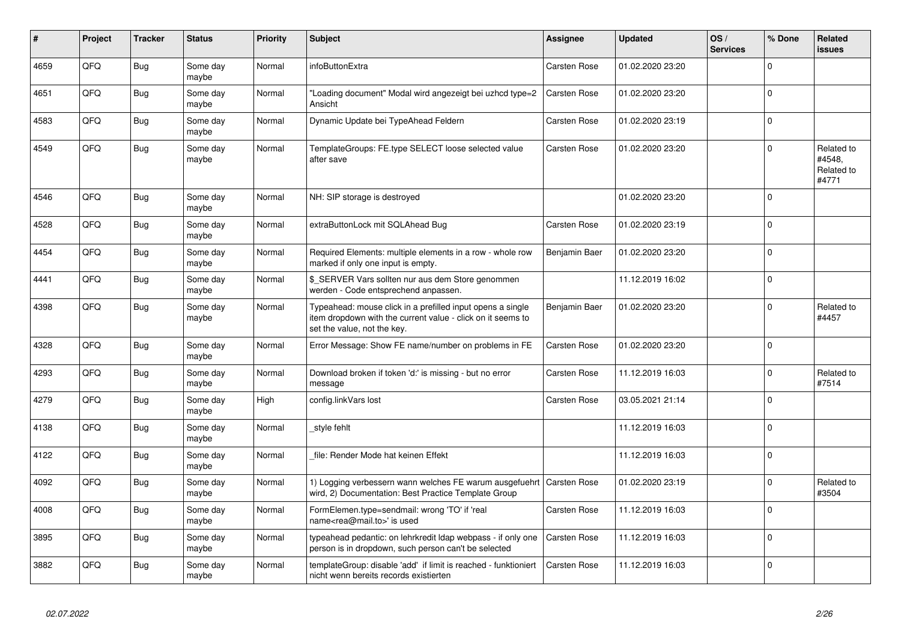| # | Project | Tracker | Status | Priority | Subject | Assignee | Updated | OS / Services | % Done | Related issues |
|---|---|---|---|---|---|---|---|---|---|---|
| 4659 | QFQ | Bug | Some day maybe | Normal | infoButtonExtra | Carsten Rose | 01.02.2020 23:20 | | 0 | |
| 4651 | QFQ | Bug | Some day maybe | Normal | "Loading document" Modal wird angezeigt bei uzhcd type=2 Ansicht | Carsten Rose | 01.02.2020 23:20 | | 0 | |
| 4583 | QFQ | Bug | Some day maybe | Normal | Dynamic Update bei TypeAhead Feldern | Carsten Rose | 01.02.2020 23:19 | | 0 | |
| 4549 | QFQ | Bug | Some day maybe | Normal | TemplateGroups: FE.type SELECT loose selected value after save | Carsten Rose | 01.02.2020 23:20 | | 0 | Related to #4548, Related to #4771 |
| 4546 | QFQ | Bug | Some day maybe | Normal | NH: SIP storage is destroyed | | 01.02.2020 23:20 | | 0 | |
| 4528 | QFQ | Bug | Some day maybe | Normal | extraButtonLock mit SQLAhead Bug | Carsten Rose | 01.02.2020 23:19 | | 0 | |
| 4454 | QFQ | Bug | Some day maybe | Normal | Required Elements: multiple elements in a row - whole row marked if only one input is empty. | Benjamin Baer | 01.02.2020 23:20 | | 0 | |
| 4441 | QFQ | Bug | Some day maybe | Normal | $_SERVER Vars sollten nur aus dem Store genommen werden - Code entsprechend anpassen. | | 11.12.2019 16:02 | | 0 | |
| 4398 | QFQ | Bug | Some day maybe | Normal | Typeahead: mouse click in a prefilled input opens a single item dropdown with the current value - click on it seems to set the value, not the key. | Benjamin Baer | 01.02.2020 23:20 | | 0 | Related to #4457 |
| 4328 | QFQ | Bug | Some day maybe | Normal | Error Message: Show FE name/number on problems in FE | Carsten Rose | 01.02.2020 23:20 | | 0 | |
| 4293 | QFQ | Bug | Some day maybe | Normal | Download broken if token 'd:' is missing - but no error message | Carsten Rose | 11.12.2019 16:03 | | 0 | Related to #7514 |
| 4279 | QFQ | Bug | Some day maybe | High | config.linkVars lost | Carsten Rose | 03.05.2021 21:14 | | 0 | |
| 4138 | QFQ | Bug | Some day maybe | Normal | _style fehlt | | 11.12.2019 16:03 | | 0 | |
| 4122 | QFQ | Bug | Some day maybe | Normal | _file: Render Mode hat keinen Effekt | | 11.12.2019 16:03 | | 0 | |
| 4092 | QFQ | Bug | Some day maybe | Normal | 1) Logging verbessern wann welches FE warum ausgefuehrt wird, 2) Documentation: Best Practice Template Group | Carsten Rose | 01.02.2020 23:19 | | 0 | Related to #3504 |
| 4008 | QFQ | Bug | Some day maybe | Normal | FormElemen.type=sendmail: wrong 'TO' if 'real name<rea@mail.to>' is used | Carsten Rose | 11.12.2019 16:03 | | 0 | |
| 3895 | QFQ | Bug | Some day maybe | Normal | typeahead pedantic: on lehrkredit ldap webpass - if only one person is in dropdown, such person can't be selected | Carsten Rose | 11.12.2019 16:03 | | 0 | |
| 3882 | QFQ | Bug | Some day maybe | Normal | templateGroup: disable 'add' if limit is reached - funktioniert nicht wenn bereits records existierten | Carsten Rose | 11.12.2019 16:03 | | 0 | |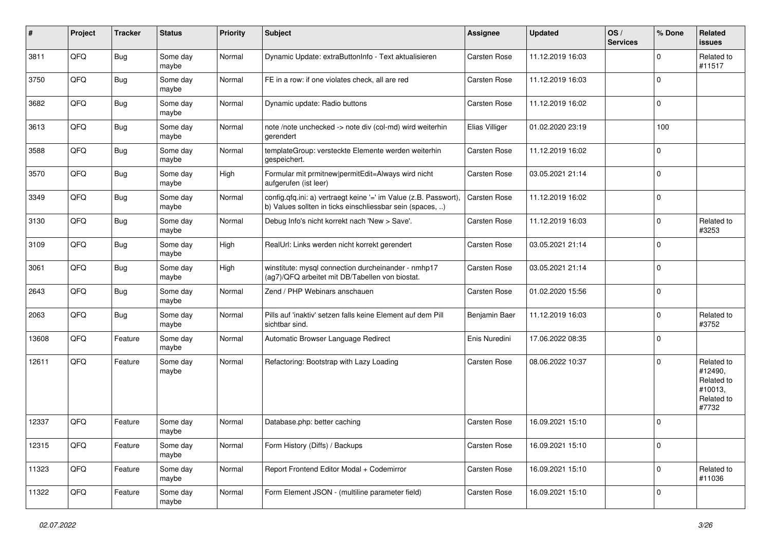| # | Project | Tracker | Status | Priority | Subject | Assignee | Updated | OS / Services | % Done | Related issues |
|---|---|---|---|---|---|---|---|---|---|---|
| 3811 | QFQ | Bug | Some day maybe | Normal | Dynamic Update: extraButtonInfo - Text aktualisieren | Carsten Rose | 11.12.2019 16:03 | | 0 | Related to #11517 |
| 3750 | QFQ | Bug | Some day maybe | Normal | FE in a row: if one violates check, all are red | Carsten Rose | 11.12.2019 16:03 | | 0 | |
| 3682 | QFQ | Bug | Some day maybe | Normal | Dynamic update: Radio buttons | Carsten Rose | 11.12.2019 16:02 | | 0 | |
| 3613 | QFQ | Bug | Some day maybe | Normal | note /note unchecked -> note div (col-md) wird weiterhin gerendert | Elias Villiger | 01.02.2020 23:19 | | 100 | |
| 3588 | QFQ | Bug | Some day maybe | Normal | templateGroup: versteckte Elemente werden weiterhin gespeichert. | Carsten Rose | 11.12.2019 16:02 | | 0 | |
| 3570 | QFQ | Bug | Some day maybe | High | Formular mit prmitnew\|permitEdit=Always wird nicht aufgerufen (ist leer) | Carsten Rose | 03.05.2021 21:14 | | 0 | |
| 3349 | QFQ | Bug | Some day maybe | Normal | config.qfq.ini: a) vertraegt keine '=' im Value (z.B. Passwort), b) Values sollten in ticks einschliessbar sein (spaces, ..) | Carsten Rose | 11.12.2019 16:02 | | 0 | |
| 3130 | QFQ | Bug | Some day maybe | Normal | Debug Info's nicht korrekt nach 'New > Save'. | Carsten Rose | 11.12.2019 16:03 | | 0 | Related to #3253 |
| 3109 | QFQ | Bug | Some day maybe | High | RealUrl: Links werden nicht korrekt gerendert | Carsten Rose | 03.05.2021 21:14 | | 0 | |
| 3061 | QFQ | Bug | Some day maybe | High | winstitute: mysql connection durcheinander - nmhp17 (ag7)/QFQ arbeitet mit DB/Tabellen von biostat. | Carsten Rose | 03.05.2021 21:14 | | 0 | |
| 2643 | QFQ | Bug | Some day maybe | Normal | Zend / PHP Webinars anschauen | Carsten Rose | 01.02.2020 15:56 | | 0 | |
| 2063 | QFQ | Bug | Some day maybe | Normal | Pills auf 'inaktiv' setzen falls keine Element auf dem Pill sichtbar sind. | Benjamin Baer | 11.12.2019 16:03 | | 0 | Related to #3752 |
| 13608 | QFQ | Feature | Some day maybe | Normal | Automatic Browser Language Redirect | Enis Nuredini | 17.06.2022 08:35 | | 0 | |
| 12611 | QFQ | Feature | Some day maybe | Normal | Refactoring: Bootstrap with Lazy Loading | Carsten Rose | 08.06.2022 10:37 | | 0 | Related to #12490, Related to #10013, Related to #7732 |
| 12337 | QFQ | Feature | Some day maybe | Normal | Database.php: better caching | Carsten Rose | 16.09.2021 15:10 | | 0 | |
| 12315 | QFQ | Feature | Some day maybe | Normal | Form History (Diffs) / Backups | Carsten Rose | 16.09.2021 15:10 | | 0 | |
| 11323 | QFQ | Feature | Some day maybe | Normal | Report Frontend Editor Modal + Codemirror | Carsten Rose | 16.09.2021 15:10 | | 0 | Related to #11036 |
| 11322 | QFQ | Feature | Some day maybe | Normal | Form Element JSON - (multiline parameter field) | Carsten Rose | 16.09.2021 15:10 | | 0 | |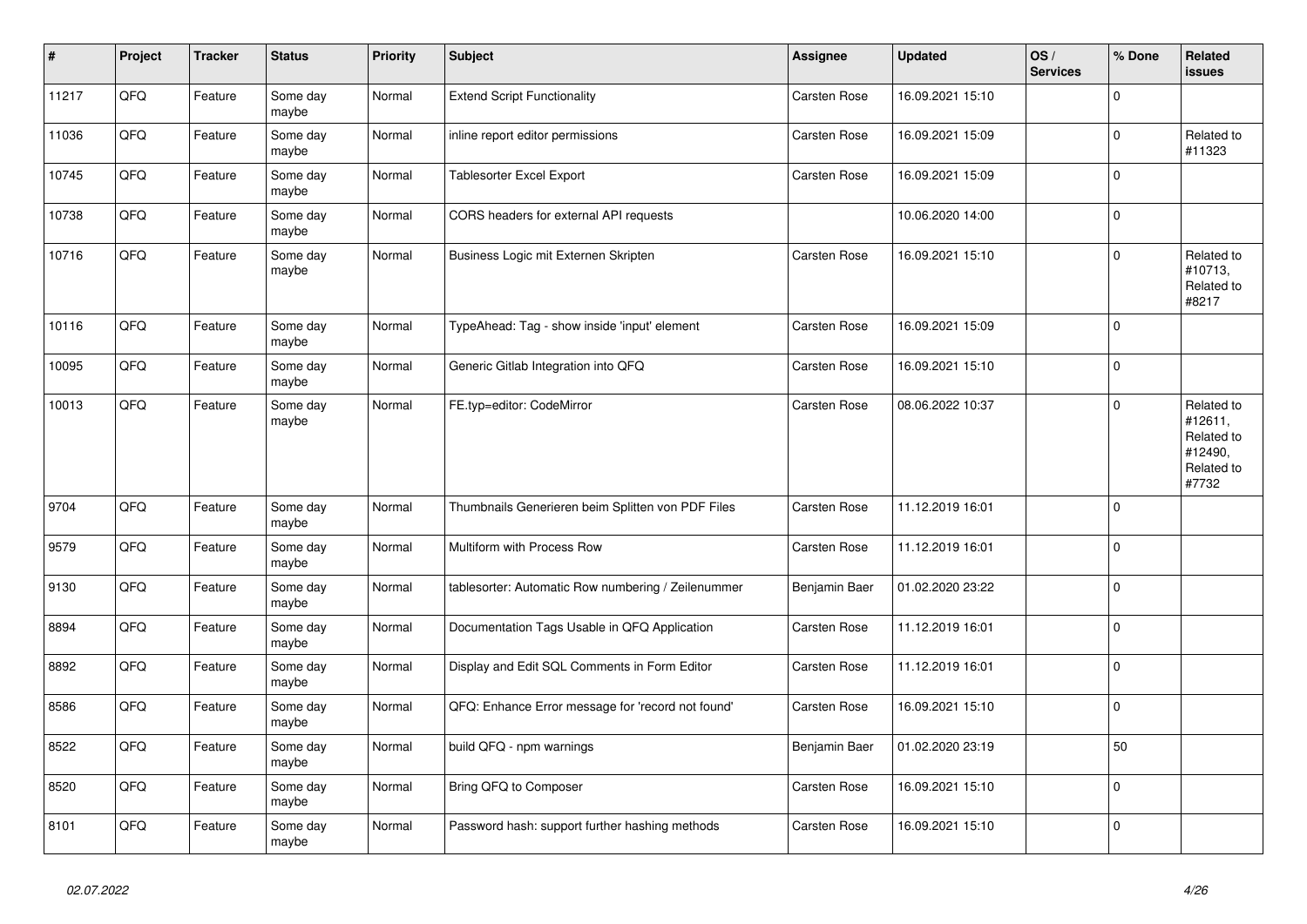| # | Project | Tracker | Status | Priority | Subject | Assignee | Updated | OS / Services | % Done | Related issues |
|---|---|---|---|---|---|---|---|---|---|---|
| 11217 | QFQ | Feature | Some day maybe | Normal | Extend Script Functionality | Carsten Rose | 16.09.2021 15:10 | | 0 | |
| 11036 | QFQ | Feature | Some day maybe | Normal | inline report editor permissions | Carsten Rose | 16.09.2021 15:09 | | 0 | Related to #11323 |
| 10745 | QFQ | Feature | Some day maybe | Normal | Tablesorter Excel Export | Carsten Rose | 16.09.2021 15:09 | | 0 | |
| 10738 | QFQ | Feature | Some day maybe | Normal | CORS headers for external API requests | | 10.06.2020 14:00 | | 0 | |
| 10716 | QFQ | Feature | Some day maybe | Normal | Business Logic mit Externen Skripten | Carsten Rose | 16.09.2021 15:10 | | 0 | Related to #10713, Related to #8217 |
| 10116 | QFQ | Feature | Some day maybe | Normal | TypeAhead: Tag - show inside 'input' element | Carsten Rose | 16.09.2021 15:09 | | 0 | |
| 10095 | QFQ | Feature | Some day maybe | Normal | Generic Gitlab Integration into QFQ | Carsten Rose | 16.09.2021 15:10 | | 0 | |
| 10013 | QFQ | Feature | Some day maybe | Normal | FE.typ=editor: CodeMirror | Carsten Rose | 08.06.2022 10:37 | | 0 | Related to #12611, Related to #12490, Related to #7732 |
| 9704 | QFQ | Feature | Some day maybe | Normal | Thumbnails Generieren beim Splitten von PDF Files | Carsten Rose | 11.12.2019 16:01 | | 0 | |
| 9579 | QFQ | Feature | Some day maybe | Normal | Multiform with Process Row | Carsten Rose | 11.12.2019 16:01 | | 0 | |
| 9130 | QFQ | Feature | Some day maybe | Normal | tablesorter: Automatic Row numbering / Zeilenummer | Benjamin Baer | 01.02.2020 23:22 | | 0 | |
| 8894 | QFQ | Feature | Some day maybe | Normal | Documentation Tags Usable in QFQ Application | Carsten Rose | 11.12.2019 16:01 | | 0 | |
| 8892 | QFQ | Feature | Some day maybe | Normal | Display and Edit SQL Comments in Form Editor | Carsten Rose | 11.12.2019 16:01 | | 0 | |
| 8586 | QFQ | Feature | Some day maybe | Normal | QFQ: Enhance Error message for 'record not found' | Carsten Rose | 16.09.2021 15:10 | | 0 | |
| 8522 | QFQ | Feature | Some day maybe | Normal | build QFQ - npm warnings | Benjamin Baer | 01.02.2020 23:19 | | 50 | |
| 8520 | QFQ | Feature | Some day maybe | Normal | Bring QFQ to Composer | Carsten Rose | 16.09.2021 15:10 | | 0 | |
| 8101 | QFQ | Feature | Some day maybe | Normal | Password hash: support further hashing methods | Carsten Rose | 16.09.2021 15:10 | | 0 | |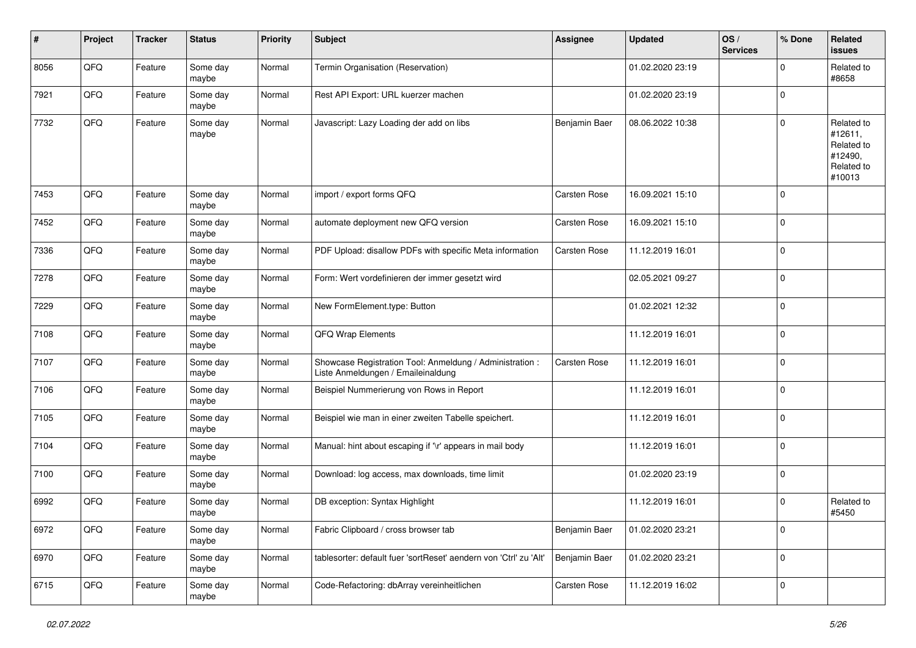| # | Project | Tracker | Status | Priority | Subject | Assignee | Updated | OS / Services | % Done | Related issues |
|---|---|---|---|---|---|---|---|---|---|---|
| 8056 | QFQ | Feature | Some day maybe | Normal | Termin Organisation (Reservation) | | 01.02.2020 23:19 | | 0 | Related to #8658 |
| 7921 | QFQ | Feature | Some day maybe | Normal | Rest API Export: URL kuerzer machen | | 01.02.2020 23:19 | | 0 | |
| 7732 | QFQ | Feature | Some day maybe | Normal | Javascript: Lazy Loading der add on libs | Benjamin Baer | 08.06.2022 10:38 | | 0 | Related to #12611, Related to #12490, Related to #10013 |
| 7453 | QFQ | Feature | Some day maybe | Normal | import / export forms QFQ | Carsten Rose | 16.09.2021 15:10 | | 0 | |
| 7452 | QFQ | Feature | Some day maybe | Normal | automate deployment new QFQ version | Carsten Rose | 16.09.2021 15:10 | | 0 | |
| 7336 | QFQ | Feature | Some day maybe | Normal | PDF Upload: disallow PDFs with specific Meta information | Carsten Rose | 11.12.2019 16:01 | | 0 | |
| 7278 | QFQ | Feature | Some day maybe | Normal | Form: Wert vordefinieren der immer gesetzt wird | | 02.05.2021 09:27 | | 0 | |
| 7229 | QFQ | Feature | Some day maybe | Normal | New FormElement.type: Button | | 01.02.2021 12:32 | | 0 | |
| 7108 | QFQ | Feature | Some day maybe | Normal | QFQ Wrap Elements | | 11.12.2019 16:01 | | 0 | |
| 7107 | QFQ | Feature | Some day maybe | Normal | Showcase Registration Tool: Anmeldung / Administration : Liste Anmeldungen / Emaileinaldung | Carsten Rose | 11.12.2019 16:01 | | 0 | |
| 7106 | QFQ | Feature | Some day maybe | Normal | Beispiel Nummerierung von Rows in Report | | 11.12.2019 16:01 | | 0 | |
| 7105 | QFQ | Feature | Some day maybe | Normal | Beispiel wie man in einer zweiten Tabelle speichert. | | 11.12.2019 16:01 | | 0 | |
| 7104 | QFQ | Feature | Some day maybe | Normal | Manual: hint about escaping if '\r' appears in mail body | | 11.12.2019 16:01 | | 0 | |
| 7100 | QFQ | Feature | Some day maybe | Normal | Download: log access, max downloads, time limit | | 01.02.2020 23:19 | | 0 | |
| 6992 | QFQ | Feature | Some day maybe | Normal | DB exception: Syntax Highlight | | 11.12.2019 16:01 | | 0 | Related to #5450 |
| 6972 | QFQ | Feature | Some day maybe | Normal | Fabric Clipboard / cross browser tab | Benjamin Baer | 01.02.2020 23:21 | | 0 | |
| 6970 | QFQ | Feature | Some day maybe | Normal | tablesorter: default fuer 'sortReset' aendern von 'Ctrl' zu 'Alt' | Benjamin Baer | 01.02.2020 23:21 | | 0 | |
| 6715 | QFQ | Feature | Some day maybe | Normal | Code-Refactoring: dbArray vereinheitlichen | Carsten Rose | 11.12.2019 16:02 | | 0 | |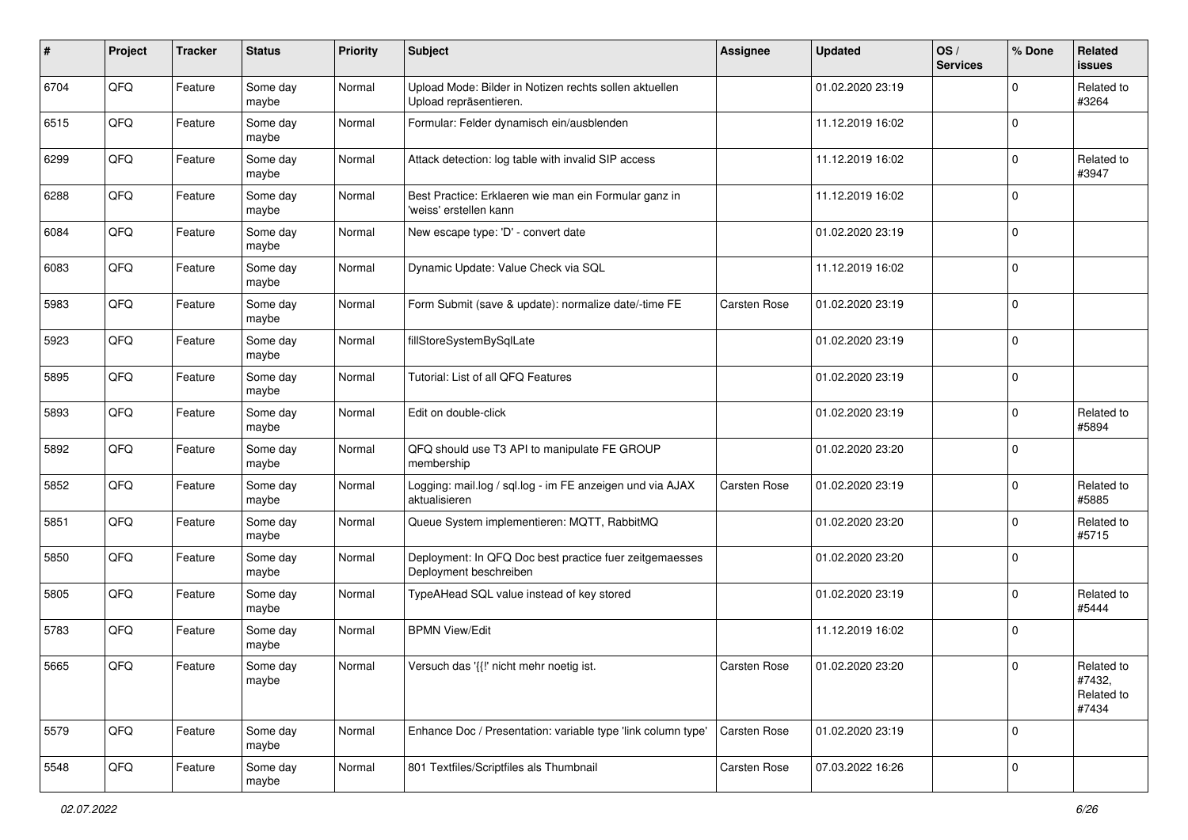| # | Project | Tracker | Status | Priority | Subject | Assignee | Updated | OS / Services | % Done | Related issues |
|---|---|---|---|---|---|---|---|---|---|---|
| 6704 | QFQ | Feature | Some day maybe | Normal | Upload Mode: Bilder in Notizen rechts sollen aktuellen Upload repräsentieren. | | 01.02.2020 23:19 | | 0 | Related to #3264 |
| 6515 | QFQ | Feature | Some day maybe | Normal | Formular: Felder dynamisch ein/ausblenden | | 11.12.2019 16:02 | | 0 | |
| 6299 | QFQ | Feature | Some day maybe | Normal | Attack detection: log table with invalid SIP access | | 11.12.2019 16:02 | | 0 | Related to #3947 |
| 6288 | QFQ | Feature | Some day maybe | Normal | Best Practice: Erklaeren wie man ein Formular ganz in 'weiss' erstellen kann | | 11.12.2019 16:02 | | 0 | |
| 6084 | QFQ | Feature | Some day maybe | Normal | New escape type: 'D' - convert date | | 01.02.2020 23:19 | | 0 | |
| 6083 | QFQ | Feature | Some day maybe | Normal | Dynamic Update: Value Check via SQL | | 11.12.2019 16:02 | | 0 | |
| 5983 | QFQ | Feature | Some day maybe | Normal | Form Submit (save & update): normalize date/-time FE | Carsten Rose | 01.02.2020 23:19 | | 0 | |
| 5923 | QFQ | Feature | Some day maybe | Normal | fillStoreSystemBySqlLate | | 01.02.2020 23:19 | | 0 | |
| 5895 | QFQ | Feature | Some day maybe | Normal | Tutorial: List of all QFQ Features | | 01.02.2020 23:19 | | 0 | |
| 5893 | QFQ | Feature | Some day maybe | Normal | Edit on double-click | | 01.02.2020 23:19 | | 0 | Related to #5894 |
| 5892 | QFQ | Feature | Some day maybe | Normal | QFQ should use T3 API to manipulate FE GROUP membership | | 01.02.2020 23:20 | | 0 | |
| 5852 | QFQ | Feature | Some day maybe | Normal | Logging: mail.log / sql.log - im FE anzeigen und via AJAX aktualisieren | Carsten Rose | 01.02.2020 23:19 | | 0 | Related to #5885 |
| 5851 | QFQ | Feature | Some day maybe | Normal | Queue System implementieren: MQTT, RabbitMQ | | 01.02.2020 23:20 | | 0 | Related to #5715 |
| 5850 | QFQ | Feature | Some day maybe | Normal | Deployment: In QFQ Doc best practice fuer zeitgemaesses Deployment beschreiben | | 01.02.2020 23:20 | | 0 | |
| 5805 | QFQ | Feature | Some day maybe | Normal | TypeAHead SQL value instead of key stored | | 01.02.2020 23:19 | | 0 | Related to #5444 |
| 5783 | QFQ | Feature | Some day maybe | Normal | BPMN View/Edit | | 11.12.2019 16:02 | | 0 | |
| 5665 | QFQ | Feature | Some day maybe | Normal | Versuch das '{{!' nicht mehr noetig ist. | Carsten Rose | 01.02.2020 23:20 | | 0 | Related to #7432, Related to #7434 |
| 5579 | QFQ | Feature | Some day maybe | Normal | Enhance Doc / Presentation: variable type 'link column type' | Carsten Rose | 01.02.2020 23:19 | | 0 | |
| 5548 | QFQ | Feature | Some day maybe | Normal | 801 Textfiles/Scriptfiles als Thumbnail | Carsten Rose | 07.03.2022 16:26 | | 0 | |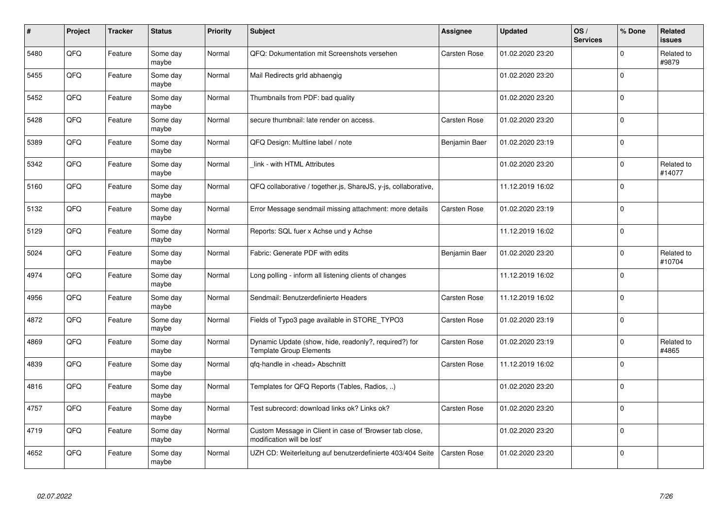| # | Project | Tracker | Status | Priority | Subject | Assignee | Updated | OS / Services | % Done | Related issues |
|---|---|---|---|---|---|---|---|---|---|---|
| 5480 | QFQ | Feature | Some day maybe | Normal | QFQ: Dokumentation mit Screenshots versehen | Carsten Rose | 01.02.2020 23:20 | | 0 | Related to #9879 |
| 5455 | QFQ | Feature | Some day maybe | Normal | Mail Redirects grId abhaengig | | 01.02.2020 23:20 | | 0 | |
| 5452 | QFQ | Feature | Some day maybe | Normal | Thumbnails from PDF: bad quality | | 01.02.2020 23:20 | | 0 | |
| 5428 | QFQ | Feature | Some day maybe | Normal | secure thumbnail: late render on access. | Carsten Rose | 01.02.2020 23:20 | | 0 | |
| 5389 | QFQ | Feature | Some day maybe | Normal | QFQ Design: Multline label / note | Benjamin Baer | 01.02.2020 23:19 | | 0 | |
| 5342 | QFQ | Feature | Some day maybe | Normal | _link - with HTML Attributes | | 01.02.2020 23:20 | | 0 | Related to #14077 |
| 5160 | QFQ | Feature | Some day maybe | Normal | QFQ collaborative / together.js, ShareJS, y-js, collaborative, | | 11.12.2019 16:02 | | 0 | |
| 5132 | QFQ | Feature | Some day maybe | Normal | Error Message sendmail missing attachment: more details | Carsten Rose | 01.02.2020 23:19 | | 0 | |
| 5129 | QFQ | Feature | Some day maybe | Normal | Reports: SQL fuer x Achse und y Achse | | 11.12.2019 16:02 | | 0 | |
| 5024 | QFQ | Feature | Some day maybe | Normal | Fabric: Generate PDF with edits | Benjamin Baer | 01.02.2020 23:20 | | 0 | Related to #10704 |
| 4974 | QFQ | Feature | Some day maybe | Normal | Long polling - inform all listening clients of changes | | 11.12.2019 16:02 | | 0 | |
| 4956 | QFQ | Feature | Some day maybe | Normal | Sendmail: Benutzerdefinierte Headers | Carsten Rose | 11.12.2019 16:02 | | 0 | |
| 4872 | QFQ | Feature | Some day maybe | Normal | Fields of Typo3 page available in STORE_TYPO3 | Carsten Rose | 01.02.2020 23:19 | | 0 | |
| 4869 | QFQ | Feature | Some day maybe | Normal | Dynamic Update (show, hide, readonly?, required?) for Template Group Elements | Carsten Rose | 01.02.2020 23:19 | | 0 | Related to #4865 |
| 4839 | QFQ | Feature | Some day maybe | Normal | qfq-handle in <head> Abschnitt | Carsten Rose | 11.12.2019 16:02 | | 0 | |
| 4816 | QFQ | Feature | Some day maybe | Normal | Templates for QFQ Reports (Tables, Radios, ..) | | 01.02.2020 23:20 | | 0 | |
| 4757 | QFQ | Feature | Some day maybe | Normal | Test subrecord: download links ok? Links ok? | Carsten Rose | 01.02.2020 23:20 | | 0 | |
| 4719 | QFQ | Feature | Some day maybe | Normal | Custom Message in Client in case of 'Browser tab close, modification will be lost' | | 01.02.2020 23:20 | | 0 | |
| 4652 | QFQ | Feature | Some day maybe | Normal | UZH CD: Weiterleitung auf benutzerdefinierte 403/404 Seite | Carsten Rose | 01.02.2020 23:20 | | 0 | |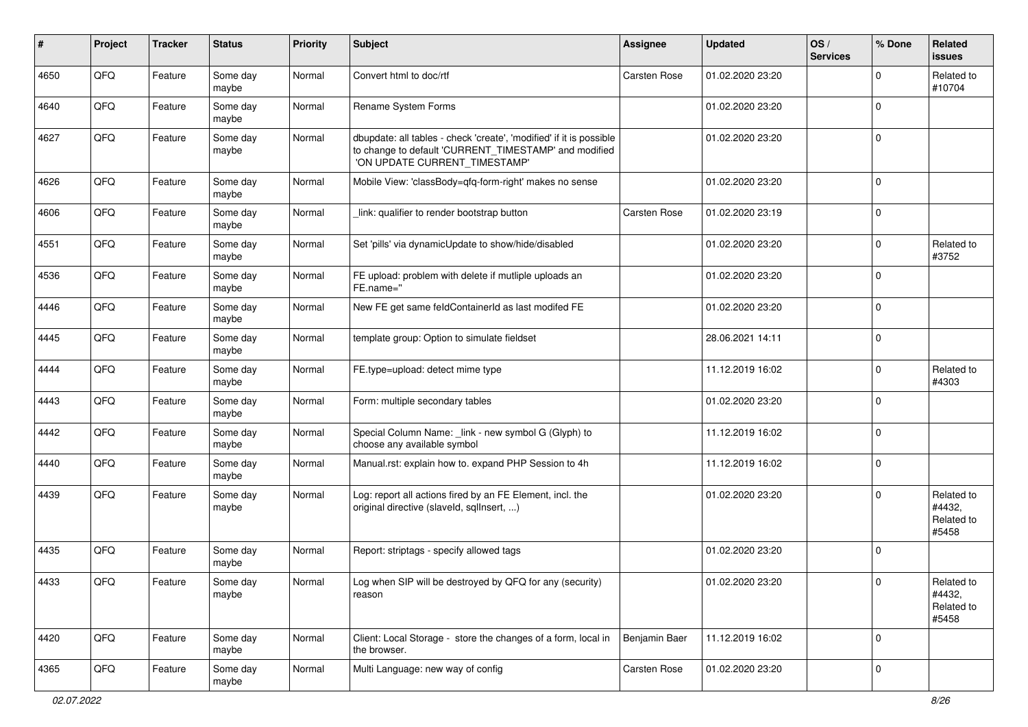| # | Project | Tracker | Status | Priority | Subject | Assignee | Updated | OS / Services | % Done | Related issues |
|---|---|---|---|---|---|---|---|---|---|---|
| 4650 | QFQ | Feature | Some day maybe | Normal | Convert html to doc/rtf | Carsten Rose | 01.02.2020 23:20 | | 0 | Related to #10704 |
| 4640 | QFQ | Feature | Some day maybe | Normal | Rename System Forms | | 01.02.2020 23:20 | | 0 | |
| 4627 | QFQ | Feature | Some day maybe | Normal | dbupdate: all tables - check 'create', 'modified' if it is possible to change to default 'CURRENT_TIMESTAMP' and modified 'ON UPDATE CURRENT_TIMESTAMP' | | 01.02.2020 23:20 | | 0 | |
| 4626 | QFQ | Feature | Some day maybe | Normal | Mobile View: 'classBody=qfq-form-right' makes no sense | | 01.02.2020 23:20 | | 0 | |
| 4606 | QFQ | Feature | Some day maybe | Normal | _link: qualifier to render bootstrap button | Carsten Rose | 01.02.2020 23:19 | | 0 | |
| 4551 | QFQ | Feature | Some day maybe | Normal | Set 'pills' via dynamicUpdate to show/hide/disabled | | 01.02.2020 23:20 | | 0 | Related to #3752 |
| 4536 | QFQ | Feature | Some day maybe | Normal | FE upload: problem with delete if mutliple uploads an FE.name='' | | 01.02.2020 23:20 | | 0 | |
| 4446 | QFQ | Feature | Some day maybe | Normal | New FE get same feldContainerId as last modifed FE | | 01.02.2020 23:20 | | 0 | |
| 4445 | QFQ | Feature | Some day maybe | Normal | template group: Option to simulate fieldset | | 28.06.2021 14:11 | | 0 | |
| 4444 | QFQ | Feature | Some day maybe | Normal | FE.type=upload: detect mime type | | 11.12.2019 16:02 | | 0 | Related to #4303 |
| 4443 | QFQ | Feature | Some day maybe | Normal | Form: multiple secondary tables | | 01.02.2020 23:20 | | 0 | |
| 4442 | QFQ | Feature | Some day maybe | Normal | Special Column Name: _link - new symbol G (Glyph) to choose any available symbol | | 11.12.2019 16:02 | | 0 | |
| 4440 | QFQ | Feature | Some day maybe | Normal | Manual.rst: explain how to. expand PHP Session to 4h | | 11.12.2019 16:02 | | 0 | |
| 4439 | QFQ | Feature | Some day maybe | Normal | Log: report all actions fired by an FE Element, incl. the original directive (slaveId, sqlInsert, ...) | | 01.02.2020 23:20 | | 0 | Related to #4432, Related to #5458 |
| 4435 | QFQ | Feature | Some day maybe | Normal | Report: striptags - specify allowed tags | | 01.02.2020 23:20 | | 0 | |
| 4433 | QFQ | Feature | Some day maybe | Normal | Log when SIP will be destroyed by QFQ for any (security) reason | | 01.02.2020 23:20 | | 0 | Related to #4432, Related to #5458 |
| 4420 | QFQ | Feature | Some day maybe | Normal | Client: Local Storage - store the changes of a form, local in the browser. | Benjamin Baer | 11.12.2019 16:02 | | 0 | |
| 4365 | QFQ | Feature | Some day maybe | Normal | Multi Language: new way of config | Carsten Rose | 01.02.2020 23:20 | | 0 | |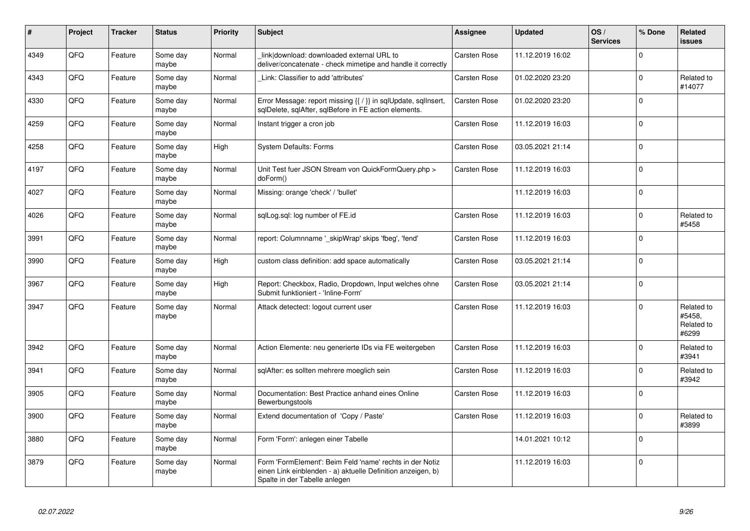| # | Project | Tracker | Status | Priority | Subject | Assignee | Updated | OS / Services | % Done | Related issues |
|---|---|---|---|---|---|---|---|---|---|---|
| 4349 | QFO | Feature | Some day maybe | Normal | _link\|download: downloaded external URL to deliver/concatenate - check mimetipe and handle it correctly | Carsten Rose | 11.12.2019 16:02 | | 0 | |
| 4343 | QFO | Feature | Some day maybe | Normal | _Link: Classifier to add 'attributes' | Carsten Rose | 01.02.2020 23:20 | | 0 | Related to #14077 |
| 4330 | QFO | Feature | Some day maybe | Normal | Error Message: report missing {{ / }} in sqlUpdate, sqlInsert, sqlDelete, sqlAfter, sqlBefore in FE action elements. | Carsten Rose | 01.02.2020 23:20 | | 0 | |
| 4259 | QFO | Feature | Some day maybe | Normal | Instant trigger a cron job | Carsten Rose | 11.12.2019 16:03 | | 0 | |
| 4258 | QFO | Feature | Some day maybe | High | System Defaults: Forms | Carsten Rose | 03.05.2021 21:14 | | 0 | |
| 4197 | QFO | Feature | Some day maybe | Normal | Unit Test fuer JSON Stream von QuickFormQuery.php > doForm() | Carsten Rose | 11.12.2019 16:03 | | 0 | |
| 4027 | QFO | Feature | Some day maybe | Normal | Missing: orange 'check' / 'bullet' | | 11.12.2019 16:03 | | 0 | |
| 4026 | QFO | Feature | Some day maybe | Normal | sqlLog.sql: log number of FE.id | Carsten Rose | 11.12.2019 16:03 | | 0 | Related to #5458 |
| 3991 | QFO | Feature | Some day maybe | Normal | report: Columnname '_skipWrap' skips 'fbeg', 'fend' | Carsten Rose | 11.12.2019 16:03 | | 0 | |
| 3990 | QFO | Feature | Some day maybe | High | custom class definition: add space automatically | Carsten Rose | 03.05.2021 21:14 | | 0 | |
| 3967 | QFO | Feature | Some day maybe | High | Report: Checkbox, Radio, Dropdown, Input welches ohne Submit funktioniert - 'Inline-Form' | Carsten Rose | 03.05.2021 21:14 | | 0 | |
| 3947 | QFO | Feature | Some day maybe | Normal | Attack detectect: logout current user | Carsten Rose | 11.12.2019 16:03 | | 0 | Related to #5458, Related to #6299 |
| 3942 | QFO | Feature | Some day maybe | Normal | Action Elemente: neu generierte IDs via FE weitergeben | Carsten Rose | 11.12.2019 16:03 | | 0 | Related to #3941 |
| 3941 | QFO | Feature | Some day maybe | Normal | sqlAfter: es sollten mehrere moeglich sein | Carsten Rose | 11.12.2019 16:03 | | 0 | Related to #3942 |
| 3905 | QFO | Feature | Some day maybe | Normal | Documentation: Best Practice anhand eines Online Bewerbungstools | Carsten Rose | 11.12.2019 16:03 | | 0 | |
| 3900 | QFO | Feature | Some day maybe | Normal | Extend documentation of 'Copy / Paste' | Carsten Rose | 11.12.2019 16:03 | | 0 | Related to #3899 |
| 3880 | QFO | Feature | Some day maybe | Normal | Form 'Form': anlegen einer Tabelle | | 14.01.2021 10:12 | | 0 | |
| 3879 | QFO | Feature | Some day maybe | Normal | Form 'FormElement': Beim Feld 'name' rechts in der Notiz einen Link einblenden - a) aktuelle Definition anzeigen, b) Spalte in der Tabelle anlegen | | 11.12.2019 16:03 | | 0 | |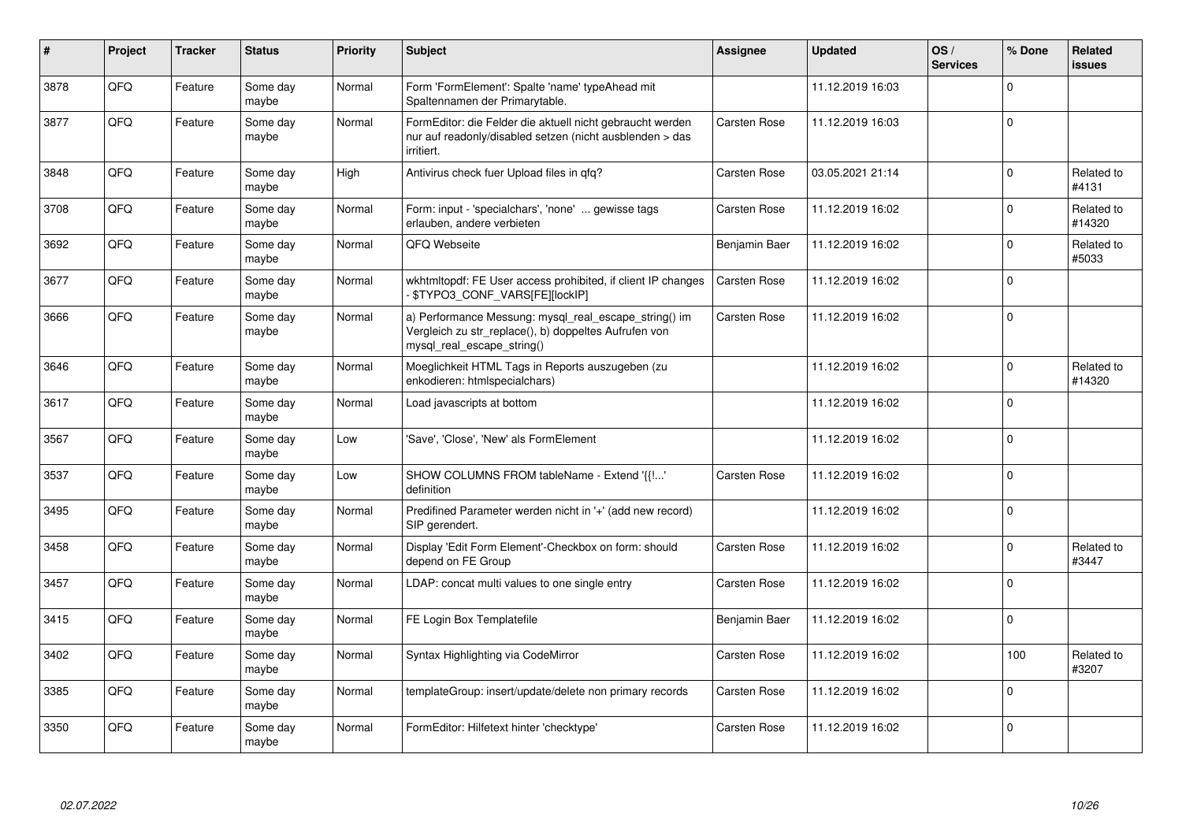| # | Project | Tracker | Status | Priority | Subject | Assignee | Updated | OS / Services | % Done | Related issues |
|---|---|---|---|---|---|---|---|---|---|---|
| 3878 | QFQ | Feature | Some day maybe | Normal | Form 'FormElement': Spalte 'name' typeAhead mit Spaltennamen der Primarytable. | | 11.12.2019 16:03 | | 0 | |
| 3877 | QFQ | Feature | Some day maybe | Normal | FormEditor: die Felder die aktuell nicht gebraucht werden nur auf readonly/disabled setzen (nicht ausblenden > das irritiert. | Carsten Rose | 11.12.2019 16:03 | | 0 | |
| 3848 | QFQ | Feature | Some day maybe | High | Antivirus check fuer Upload files in qfq? | Carsten Rose | 03.05.2021 21:14 | | 0 | Related to #4131 |
| 3708 | QFQ | Feature | Some day maybe | Normal | Form: input - 'specialchars', 'none' ... gewisse tags erlauben, andere verbieten | Carsten Rose | 11.12.2019 16:02 | | 0 | Related to #14320 |
| 3692 | QFQ | Feature | Some day maybe | Normal | QFQ Webseite | Benjamin Baer | 11.12.2019 16:02 | | 0 | Related to #5033 |
| 3677 | QFQ | Feature | Some day maybe | Normal | wkhtmltopdf: FE User access prohibited, if client IP changes - $TYPO3_CONF_VARS[FE][lockIP] | Carsten Rose | 11.12.2019 16:02 | | 0 | |
| 3666 | QFQ | Feature | Some day maybe | Normal | a) Performance Messung: mysql_real_escape_string() im Vergleich zu str_replace(), b) doppeltes Aufrufen von mysql_real_escape_string() | Carsten Rose | 11.12.2019 16:02 | | 0 | |
| 3646 | QFQ | Feature | Some day maybe | Normal | Moeglichkeit HTML Tags in Reports auszugeben (zu enkodieren: htmlspecialchars) | | 11.12.2019 16:02 | | 0 | Related to #14320 |
| 3617 | QFQ | Feature | Some day maybe | Normal | Load javascripts at bottom | | 11.12.2019 16:02 | | 0 | |
| 3567 | QFQ | Feature | Some day maybe | Low | 'Save', 'Close', 'New' als FormElement | | 11.12.2019 16:02 | | 0 | |
| 3537 | QFQ | Feature | Some day maybe | Low | SHOW COLUMNS FROM tableName - Extend '{{!...' definition | Carsten Rose | 11.12.2019 16:02 | | 0 | |
| 3495 | QFQ | Feature | Some day maybe | Normal | Predifined Parameter werden nicht in '+' (add new record) SIP gerendert. | | 11.12.2019 16:02 | | 0 | |
| 3458 | QFQ | Feature | Some day maybe | Normal | Display 'Edit Form Element'-Checkbox on form: should depend on FE Group | Carsten Rose | 11.12.2019 16:02 | | 0 | Related to #3447 |
| 3457 | QFQ | Feature | Some day maybe | Normal | LDAP: concat multi values to one single entry | Carsten Rose | 11.12.2019 16:02 | | 0 | |
| 3415 | QFQ | Feature | Some day maybe | Normal | FE Login Box Templatefile | Benjamin Baer | 11.12.2019 16:02 | | 0 | |
| 3402 | QFQ | Feature | Some day maybe | Normal | Syntax Highlighting via CodeMirror | Carsten Rose | 11.12.2019 16:02 | | 100 | Related to #3207 |
| 3385 | QFQ | Feature | Some day maybe | Normal | templateGroup: insert/update/delete non primary records | Carsten Rose | 11.12.2019 16:02 | | 0 | |
| 3350 | QFQ | Feature | Some day maybe | Normal | FormEditor: Hilfetext hinter 'checktype' | Carsten Rose | 11.12.2019 16:02 | | 0 | |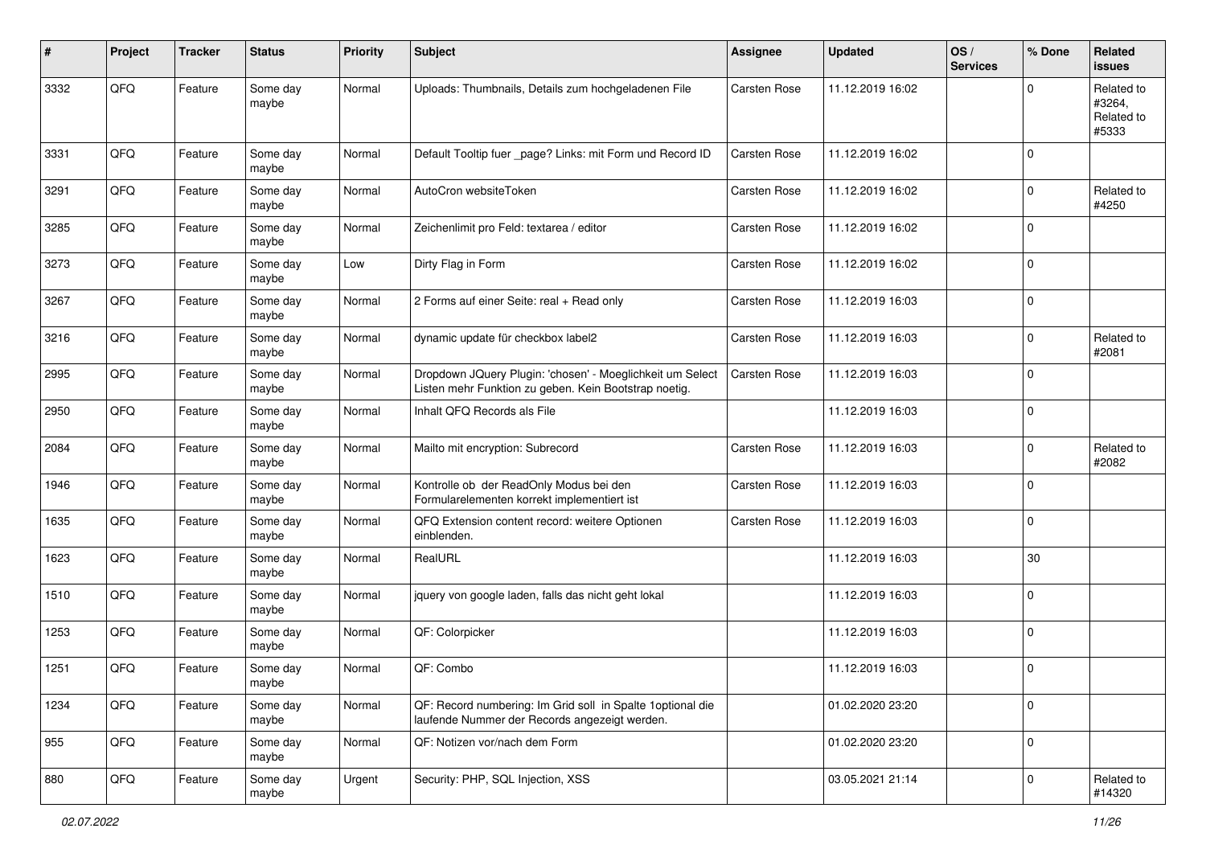| # | Project | Tracker | Status | Priority | Subject | Assignee | Updated | OS / Services | % Done | Related issues |
|---|---|---|---|---|---|---|---|---|---|---|
| 3332 | QFQ | Feature | Some day maybe | Normal | Uploads: Thumbnails, Details zum hochgeladenen File | Carsten Rose | 11.12.2019 16:02 | | 0 | Related to #3264, Related to #5333 |
| 3331 | QFQ | Feature | Some day maybe | Normal | Default Tooltip fuer _page? Links: mit Form und Record ID | Carsten Rose | 11.12.2019 16:02 | | 0 | |
| 3291 | QFQ | Feature | Some day maybe | Normal | AutoCron websiteToken | Carsten Rose | 11.12.2019 16:02 | | 0 | Related to #4250 |
| 3285 | QFQ | Feature | Some day maybe | Normal | Zeichenlimit pro Feld: textarea / editor | Carsten Rose | 11.12.2019 16:02 | | 0 | |
| 3273 | QFQ | Feature | Some day maybe | Low | Dirty Flag in Form | Carsten Rose | 11.12.2019 16:02 | | 0 | |
| 3267 | QFQ | Feature | Some day maybe | Normal | 2 Forms auf einer Seite: real + Read only | Carsten Rose | 11.12.2019 16:03 | | 0 | |
| 3216 | QFQ | Feature | Some day maybe | Normal | dynamic update für checkbox label2 | Carsten Rose | 11.12.2019 16:03 | | 0 | Related to #2081 |
| 2995 | QFQ | Feature | Some day maybe | Normal | Dropdown JQuery Plugin: 'chosen' - Moeglichkeit um Select Listen mehr Funktion zu geben. Kein Bootstrap noetig. | Carsten Rose | 11.12.2019 16:03 | | 0 | |
| 2950 | QFQ | Feature | Some day maybe | Normal | Inhalt QFQ Records als File | | 11.12.2019 16:03 | | 0 | |
| 2084 | QFQ | Feature | Some day maybe | Normal | Mailto mit encryption: Subrecord | Carsten Rose | 11.12.2019 16:03 | | 0 | Related to #2082 |
| 1946 | QFQ | Feature | Some day maybe | Normal | Kontrolle ob der ReadOnly Modus bei den Formularelementen korrekt implementiert ist | Carsten Rose | 11.12.2019 16:03 | | 0 | |
| 1635 | QFQ | Feature | Some day maybe | Normal | QFQ Extension content record: weitere Optionen einblenden. | Carsten Rose | 11.12.2019 16:03 | | 0 | |
| 1623 | QFQ | Feature | Some day maybe | Normal | RealURL | | 11.12.2019 16:03 | | 30 | |
| 1510 | QFQ | Feature | Some day maybe | Normal | jquery von google laden, falls das nicht geht lokal | | 11.12.2019 16:03 | | 0 | |
| 1253 | QFQ | Feature | Some day maybe | Normal | QF: Colorpicker | | 11.12.2019 16:03 | | 0 | |
| 1251 | QFQ | Feature | Some day maybe | Normal | QF: Combo | | 11.12.2019 16:03 | | 0 | |
| 1234 | QFQ | Feature | Some day maybe | Normal | QF: Record numbering: Im Grid soll in Spalte 1optional die laufende Nummer der Records angezeigt werden. | | 01.02.2020 23:20 | | 0 | |
| 955 | QFQ | Feature | Some day maybe | Normal | QF: Notizen vor/nach dem Form | | 01.02.2020 23:20 | | 0 | |
| 880 | QFQ | Feature | Some day maybe | Urgent | Security: PHP, SQL Injection, XSS | | 03.05.2021 21:14 | | 0 | Related to #14320 |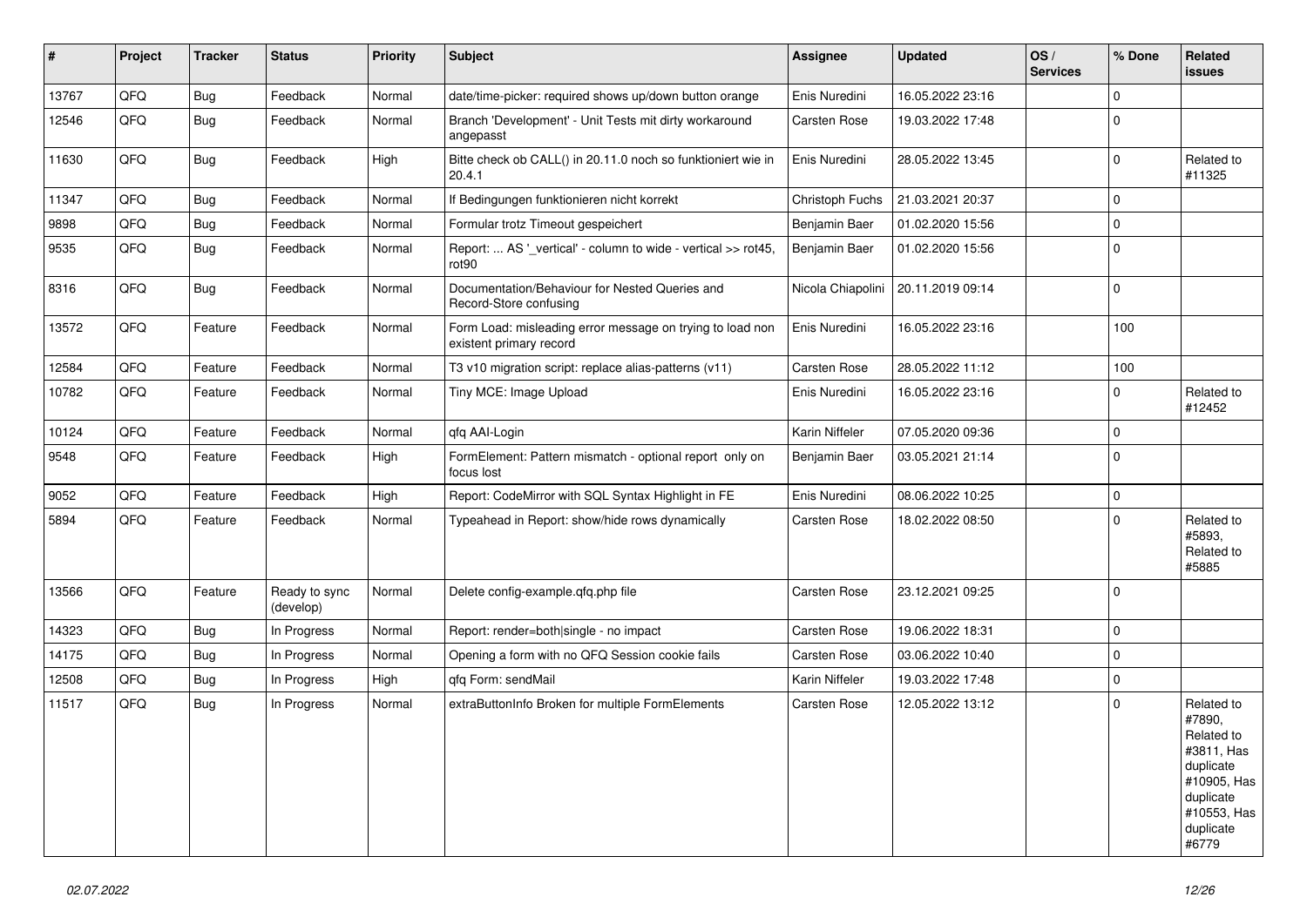| # | Project | Tracker | Status | Priority | Subject | Assignee | Updated | OS / Services | % Done | Related issues |
|---|---|---|---|---|---|---|---|---|---|---|
| 13767 | QFQ | Bug | Feedback | Normal | date/time-picker: required shows up/down button orange | Enis Nuredini | 16.05.2022 23:16 | | 0 | |
| 12546 | QFQ | Bug | Feedback | Normal | Branch 'Development' - Unit Tests mit dirty workaround angepasst | Carsten Rose | 19.03.2022 17:48 | | 0 | |
| 11630 | QFQ | Bug | Feedback | High | Bitte check ob CALL() in 20.11.0 noch so funktioniert wie in 20.4.1 | Enis Nuredini | 28.05.2022 13:45 | | 0 | Related to #11325 |
| 11347 | QFQ | Bug | Feedback | Normal | If Bedingungen funktionieren nicht korrekt | Christoph Fuchs | 21.03.2021 20:37 | | 0 | |
| 9898 | QFQ | Bug | Feedback | Normal | Formular trotz Timeout gespeichert | Benjamin Baer | 01.02.2020 15:56 | | 0 | |
| 9535 | QFQ | Bug | Feedback | Normal | Report: ... AS '_vertical' - column to wide - vertical >> rot45, rot90 | Benjamin Baer | 01.02.2020 15:56 | | 0 | |
| 8316 | QFQ | Bug | Feedback | Normal | Documentation/Behaviour for Nested Queries and Record-Store confusing | Nicola Chiapolini | 20.11.2019 09:14 | | 0 | |
| 13572 | QFQ | Feature | Feedback | Normal | Form Load: misleading error message on trying to load non existent primary record | Enis Nuredini | 16.05.2022 23:16 | | 100 | |
| 12584 | QFQ | Feature | Feedback | Normal | T3 v10 migration script: replace alias-patterns (v11) | Carsten Rose | 28.05.2022 11:12 | | 100 | |
| 10782 | QFQ | Feature | Feedback | Normal | Tiny MCE: Image Upload | Enis Nuredini | 16.05.2022 23:16 | | 0 | Related to #12452 |
| 10124 | QFQ | Feature | Feedback | Normal | qfq AAI-Login | Karin Niffeler | 07.05.2020 09:36 | | 0 | |
| 9548 | QFQ | Feature | Feedback | High | FormElement: Pattern mismatch - optional report only on focus lost | Benjamin Baer | 03.05.2021 21:14 | | 0 | |
| 9052 | QFQ | Feature | Feedback | High | Report: CodeMirror with SQL Syntax Highlight in FE | Enis Nuredini | 08.06.2022 10:25 | | 0 | |
| 5894 | QFQ | Feature | Feedback | Normal | Typeahead in Report: show/hide rows dynamically | Carsten Rose | 18.02.2022 08:50 | | 0 | Related to #5893, Related to #5885 |
| 13566 | QFQ | Feature | Ready to sync (develop) | Normal | Delete config-example.qfq.php file | Carsten Rose | 23.12.2021 09:25 | | 0 | |
| 14323 | QFQ | Bug | In Progress | Normal | Report: render=both\|single - no impact | Carsten Rose | 19.06.2022 18:31 | | 0 | |
| 14175 | QFQ | Bug | In Progress | Normal | Opening a form with no QFQ Session cookie fails | Carsten Rose | 03.06.2022 10:40 | | 0 | |
| 12508 | QFQ | Bug | In Progress | High | qfq Form: sendMail | Karin Niffeler | 19.03.2022 17:48 | | 0 | |
| 11517 | QFQ | Bug | In Progress | Normal | extraButtonInfo Broken for multiple FormElements | Carsten Rose | 12.05.2022 13:12 | | 0 | Related to #7890, Related to #3811, Has duplicate #10905, Has duplicate #10553, Has duplicate #6779 |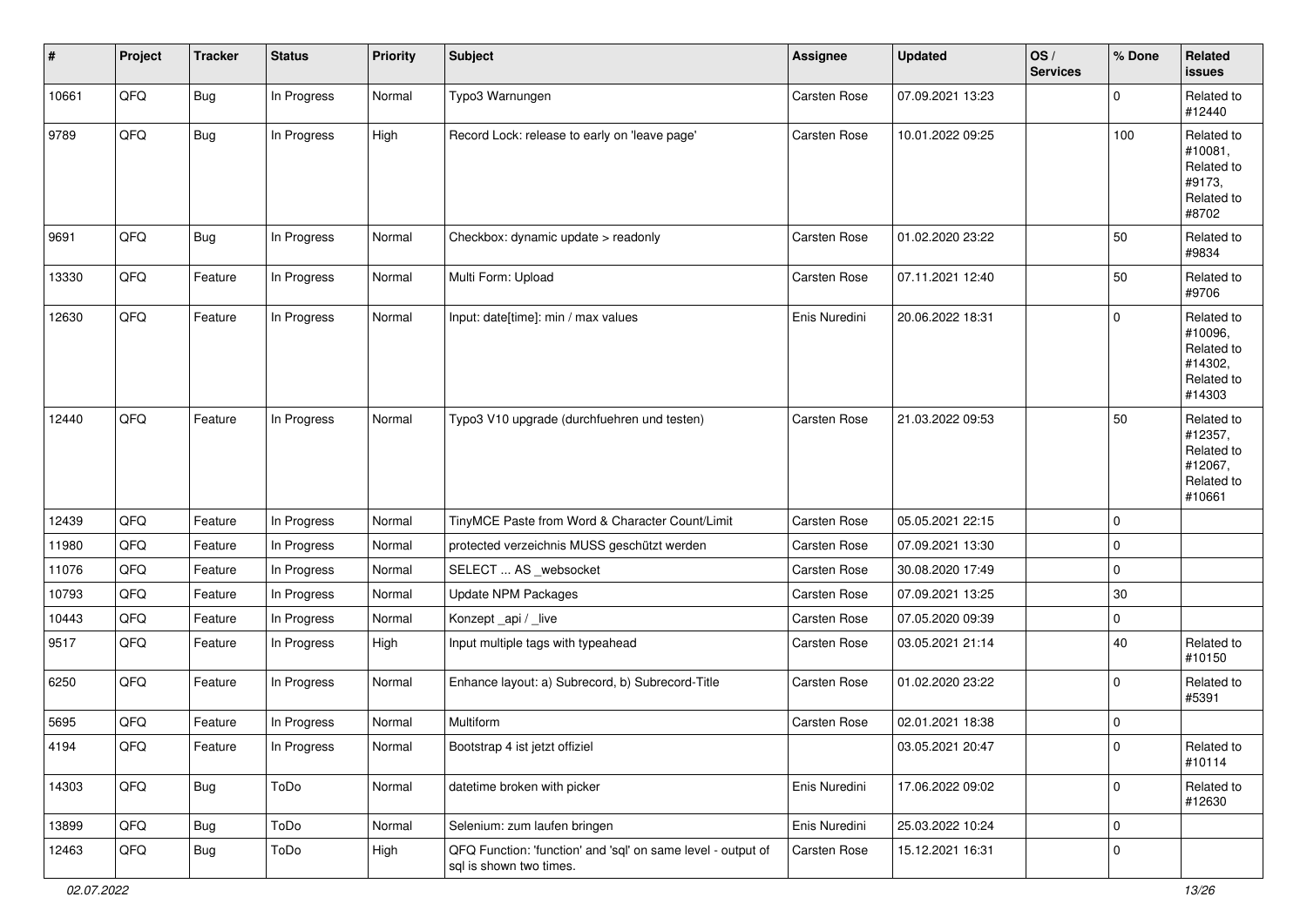| # | Project | Tracker | Status | Priority | Subject | Assignee | Updated | OS / Services | % Done | Related issues |
|---|---|---|---|---|---|---|---|---|---|---|
| 10661 | QFQ | Bug | In Progress | Normal | Typo3 Warnungen | Carsten Rose | 07.09.2021 13:23 | | 0 | Related to #12440 |
| 9789 | QFQ | Bug | In Progress | High | Record Lock: release to early on 'leave page' | Carsten Rose | 10.01.2022 09:25 | | 100 | Related to #10081, Related to #9173, Related to #8702 |
| 9691 | QFQ | Bug | In Progress | Normal | Checkbox: dynamic update > readonly | Carsten Rose | 01.02.2020 23:22 | | 50 | Related to #9834 |
| 13330 | QFQ | Feature | In Progress | Normal | Multi Form: Upload | Carsten Rose | 07.11.2021 12:40 | | 50 | Related to #9706 |
| 12630 | QFQ | Feature | In Progress | Normal | Input: date[time]: min / max values | Enis Nuredini | 20.06.2022 18:31 | | 0 | Related to #10096, Related to #14302, Related to #14303 |
| 12440 | QFQ | Feature | In Progress | Normal | Typo3 V10 upgrade (durchfuehren und testen) | Carsten Rose | 21.03.2022 09:53 | | 50 | Related to #12357, Related to #12067, Related to #10661 |
| 12439 | QFQ | Feature | In Progress | Normal | TinyMCE Paste from Word & Character Count/Limit | Carsten Rose | 05.05.2021 22:15 | | 0 | |
| 11980 | QFQ | Feature | In Progress | Normal | protected verzeichnis MUSS geschützt werden | Carsten Rose | 07.09.2021 13:30 | | 0 | |
| 11076 | QFQ | Feature | In Progress | Normal | SELECT ... AS _websocket | Carsten Rose | 30.08.2020 17:49 | | 0 | |
| 10793 | QFQ | Feature | In Progress | Normal | Update NPM Packages | Carsten Rose | 07.09.2021 13:25 | | 30 | |
| 10443 | QFQ | Feature | In Progress | Normal | Konzept _api / _live | Carsten Rose | 07.05.2020 09:39 | | 0 | |
| 9517 | QFQ | Feature | In Progress | High | Input multiple tags with typeahead | Carsten Rose | 03.05.2021 21:14 | | 40 | Related to #10150 |
| 6250 | QFQ | Feature | In Progress | Normal | Enhance layout: a) Subrecord, b) Subrecord-Title | Carsten Rose | 01.02.2020 23:22 | | 0 | Related to #5391 |
| 5695 | QFQ | Feature | In Progress | Normal | Multiform | Carsten Rose | 02.01.2021 18:38 | | 0 | |
| 4194 | QFQ | Feature | In Progress | Normal | Bootstrap 4 ist jetzt offiziel | | 03.05.2021 20:47 | | 0 | Related to #10114 |
| 14303 | QFQ | Bug | ToDo | Normal | datetime broken with picker | Enis Nuredini | 17.06.2022 09:02 | | 0 | Related to #12630 |
| 13899 | QFQ | Bug | ToDo | Normal | Selenium: zum laufen bringen | Enis Nuredini | 25.03.2022 10:24 | | 0 | |
| 12463 | QFQ | Bug | ToDo | High | QFQ Function: 'function' and 'sql' on same level - output of sql is shown two times. | Carsten Rose | 15.12.2021 16:31 | | 0 | |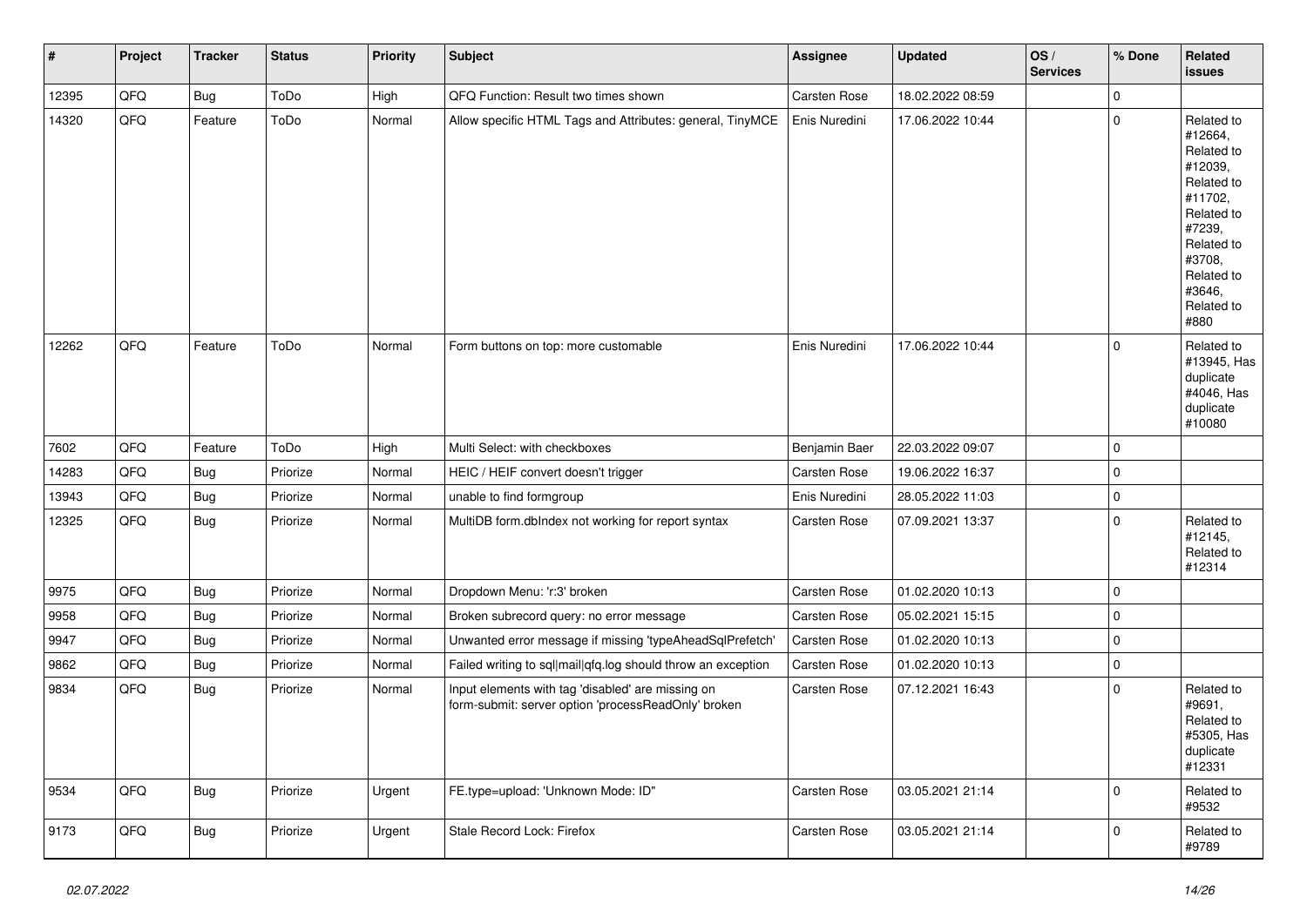| # | Project | Tracker | Status | Priority | Subject | Assignee | Updated | OS / Services | % Done | Related issues |
|---|---|---|---|---|---|---|---|---|---|---|
| 12395 | QFQ | Bug | ToDo | High | QFQ Function: Result two times shown | Carsten Rose | 18.02.2022 08:59 | | 0 | |
| 14320 | QFQ | Feature | ToDo | Normal | Allow specific HTML Tags and Attributes: general, TinyMCE | Enis Nuredini | 17.06.2022 10:44 | | 0 | Related to #12664, Related to #12039, Related to #11702, Related to #7239, Related to #3708, Related to #3646, Related to #880 |
| 12262 | QFQ | Feature | ToDo | Normal | Form buttons on top: more customable | Enis Nuredini | 17.06.2022 10:44 | | 0 | Related to #13945, Has duplicate #4046, Has duplicate #10080 |
| 7602 | QFQ | Feature | ToDo | High | Multi Select: with checkboxes | Benjamin Baer | 22.03.2022 09:07 | | 0 | |
| 14283 | QFQ | Bug | Priorize | Normal | HEIC / HEIF convert doesn't trigger | Carsten Rose | 19.06.2022 16:37 | | 0 | |
| 13943 | QFQ | Bug | Priorize | Normal | unable to find formgroup | Enis Nuredini | 28.05.2022 11:03 | | 0 | |
| 12325 | QFQ | Bug | Priorize | Normal | MultiDB form.dbIndex not working for report syntax | Carsten Rose | 07.09.2021 13:37 | | 0 | Related to #12145, Related to #12314 |
| 9975 | QFQ | Bug | Priorize | Normal | Dropdown Menu: 'r:3' broken | Carsten Rose | 01.02.2020 10:13 | | 0 | |
| 9958 | QFQ | Bug | Priorize | Normal | Broken subrecord query: no error message | Carsten Rose | 05.02.2021 15:15 | | 0 | |
| 9947 | QFQ | Bug | Priorize | Normal | Unwanted error message if missing 'typeAheadSqlPrefetch' | Carsten Rose | 01.02.2020 10:13 | | 0 | |
| 9862 | QFQ | Bug | Priorize | Normal | Failed writing to sql\|mail\|qfq.log should throw an exception | Carsten Rose | 01.02.2020 10:13 | | 0 | |
| 9834 | QFQ | Bug | Priorize | Normal | Input elements with tag 'disabled' are missing on form-submit: server option 'processReadOnly' broken | Carsten Rose | 07.12.2021 16:43 | | 0 | Related to #9691, Related to #5305, Has duplicate #12331 |
| 9534 | QFQ | Bug | Priorize | Urgent | FE.type=upload: 'Unknown Mode: ID" | Carsten Rose | 03.05.2021 21:14 | | 0 | Related to #9532 |
| 9173 | QFQ | Bug | Priorize | Urgent | Stale Record Lock: Firefox | Carsten Rose | 03.05.2021 21:14 | | 0 | Related to #9789 |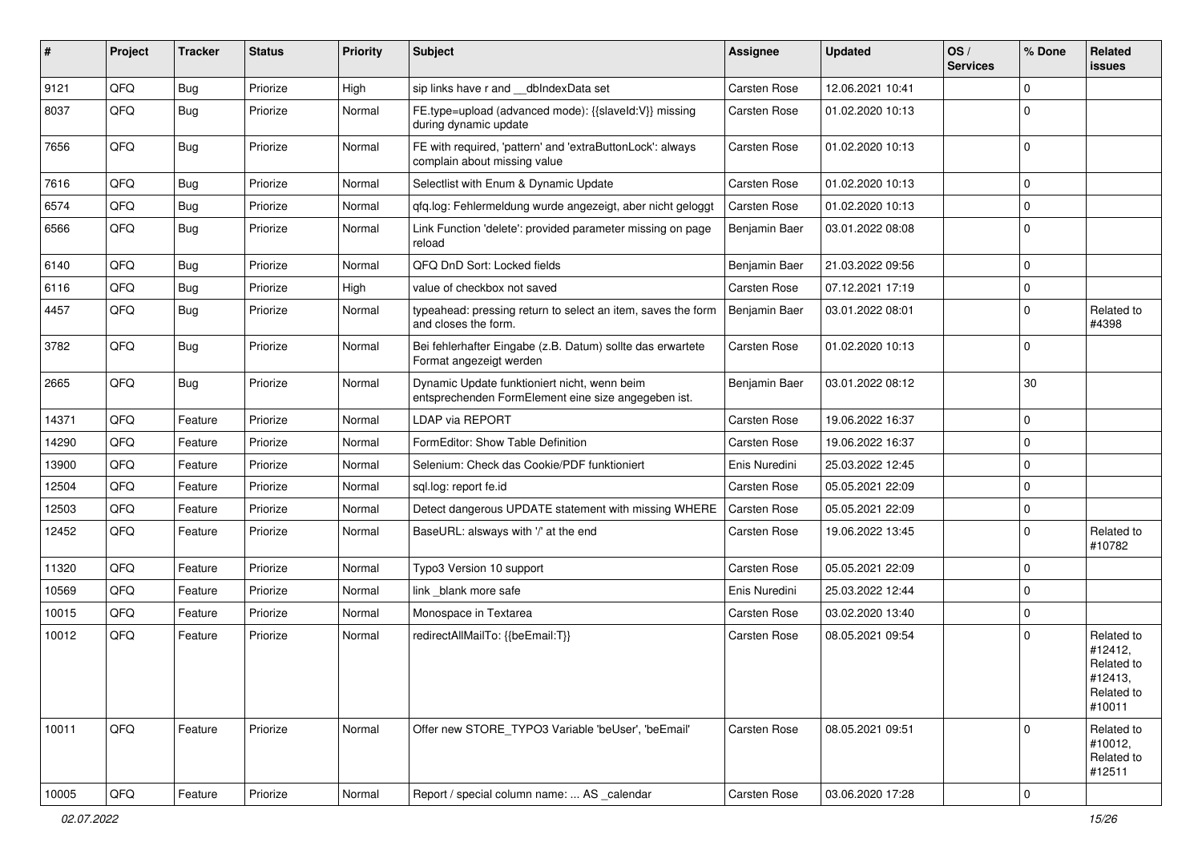| # | Project | Tracker | Status | Priority | Subject | Assignee | Updated | OS / Services | % Done | Related issues |
|---|---|---|---|---|---|---|---|---|---|---|
| 9121 | QFQ | Bug | Priorize | High | sip links have r and __dbIndexData set | Carsten Rose | 12.06.2021 10:41 | | 0 | |
| 8037 | QFQ | Bug | Priorize | Normal | FE.type=upload (advanced mode): {{slaveId:V}} missing during dynamic update | Carsten Rose | 01.02.2020 10:13 | | 0 | |
| 7656 | QFQ | Bug | Priorize | Normal | FE with required, 'pattern' and 'extraButtonLock': always complain about missing value | Carsten Rose | 01.02.2020 10:13 | | 0 | |
| 7616 | QFQ | Bug | Priorize | Normal | Selectlist with Enum & Dynamic Update | Carsten Rose | 01.02.2020 10:13 | | 0 | |
| 6574 | QFQ | Bug | Priorize | Normal | qfq.log: Fehlermeldung wurde angezeigt, aber nicht geloggt | Carsten Rose | 01.02.2020 10:13 | | 0 | |
| 6566 | QFQ | Bug | Priorize | Normal | Link Function 'delete': provided parameter missing on page reload | Benjamin Baer | 03.01.2022 08:08 | | 0 | |
| 6140 | QFQ | Bug | Priorize | Normal | QFQ DnD Sort: Locked fields | Benjamin Baer | 21.03.2022 09:56 | | 0 | |
| 6116 | QFQ | Bug | Priorize | High | value of checkbox not saved | Carsten Rose | 07.12.2021 17:19 | | 0 | |
| 4457 | QFQ | Bug | Priorize | Normal | typeahead: pressing return to select an item, saves the form and closes the form. | Benjamin Baer | 03.01.2022 08:01 | | 0 | Related to #4398 |
| 3782 | QFQ | Bug | Priorize | Normal | Bei fehlerhafter Eingabe (z.B. Datum) sollte das erwartete Format angezeigt werden | Carsten Rose | 01.02.2020 10:13 | | 0 | |
| 2665 | QFQ | Bug | Priorize | Normal | Dynamic Update funktioniert nicht, wenn beim entsprechenden FormElement eine size angegeben ist. | Benjamin Baer | 03.01.2022 08:12 | | 30 | |
| 14371 | QFQ | Feature | Priorize | Normal | LDAP via REPORT | Carsten Rose | 19.06.2022 16:37 | | 0 | |
| 14290 | QFQ | Feature | Priorize | Normal | FormEditor: Show Table Definition | Carsten Rose | 19.06.2022 16:37 | | 0 | |
| 13900 | QFQ | Feature | Priorize | Normal | Selenium: Check das Cookie/PDF funktioniert | Enis Nuredini | 25.03.2022 12:45 | | 0 | |
| 12504 | QFQ | Feature | Priorize | Normal | sql.log: report fe.id | Carsten Rose | 05.05.2021 22:09 | | 0 | |
| 12503 | QFQ | Feature | Priorize | Normal | Detect dangerous UPDATE statement with missing WHERE | Carsten Rose | 05.05.2021 22:09 | | 0 | |
| 12452 | QFQ | Feature | Priorize | Normal | BaseURL: alsways with '/' at the end | Carsten Rose | 19.06.2022 13:45 | | 0 | Related to #10782 |
| 11320 | QFQ | Feature | Priorize | Normal | Typo3 Version 10 support | Carsten Rose | 05.05.2021 22:09 | | 0 | |
| 10569 | QFQ | Feature | Priorize | Normal | link _blank more safe | Enis Nuredini | 25.03.2022 12:44 | | 0 | |
| 10015 | QFQ | Feature | Priorize | Normal | Monospace in Textarea | Carsten Rose | 03.02.2020 13:40 | | 0 | |
| 10012 | QFQ | Feature | Priorize | Normal | redirectAllMailTo: {{beEmail:T}} | Carsten Rose | 08.05.2021 09:54 | | 0 | Related to #12412, Related to #12413, Related to #10011 |
| 10011 | QFQ | Feature | Priorize | Normal | Offer new STORE_TYPO3 Variable 'beUser', 'beEmail' | Carsten Rose | 08.05.2021 09:51 | | 0 | Related to #10012, Related to #12511 |
| 10005 | QFQ | Feature | Priorize | Normal | Report / special column name: ... AS _calendar | Carsten Rose | 03.06.2020 17:28 | | 0 | |

02.07.2022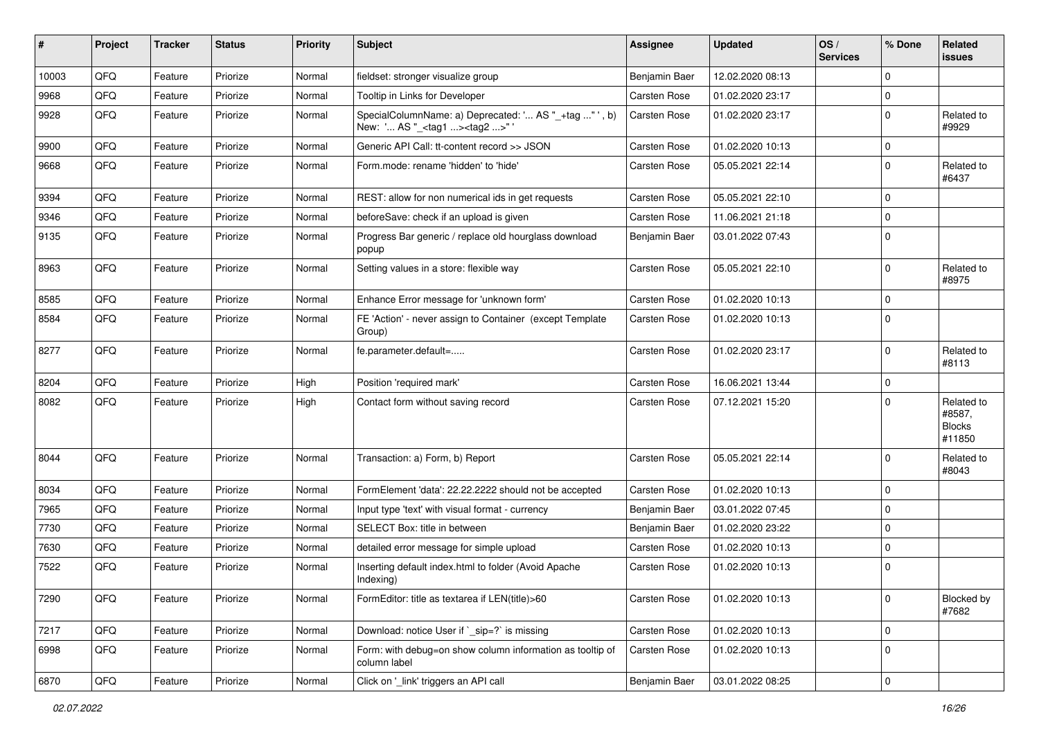| # | Project | Tracker | Status | Priority | Subject | Assignee | Updated | OS / Services | % Done | Related issues |
|---|---|---|---|---|---|---|---|---|---|---|
| 10003 | QFQ | Feature | Priorize | Normal | fieldset: stronger visualize group | Benjamin Baer | 12.02.2020 08:13 | | 0 | |
| 9968 | QFQ | Feature | Priorize | Normal | Tooltip in Links for Developer | Carsten Rose | 01.02.2020 23:17 | | 0 | |
| 9928 | QFQ | Feature | Priorize | Normal | SpecialColumnName: a) Deprecated: '... AS "_+tag ..." ', b) New: '... AS "_<tag1 ...><tag2 ...>" ' | Carsten Rose | 01.02.2020 23:17 | | 0 | Related to #9929 |
| 9900 | QFQ | Feature | Priorize | Normal | Generic API Call: tt-content record >> JSON | Carsten Rose | 01.02.2020 10:13 | | 0 | |
| 9668 | QFQ | Feature | Priorize | Normal | Form.mode: rename 'hidden' to 'hide' | Carsten Rose | 05.05.2021 22:14 | | 0 | Related to #6437 |
| 9394 | QFQ | Feature | Priorize | Normal | REST: allow for non numerical ids in get requests | Carsten Rose | 05.05.2021 22:10 | | 0 | |
| 9346 | QFQ | Feature | Priorize | Normal | beforeSave: check if an upload is given | Carsten Rose | 11.06.2021 21:18 | | 0 | |
| 9135 | QFQ | Feature | Priorize | Normal | Progress Bar generic / replace old hourglass download popup | Benjamin Baer | 03.01.2022 07:43 | | 0 | |
| 8963 | QFQ | Feature | Priorize | Normal | Setting values in a store: flexible way | Carsten Rose | 05.05.2021 22:10 | | 0 | Related to #8975 |
| 8585 | QFQ | Feature | Priorize | Normal | Enhance Error message for 'unknown form' | Carsten Rose | 01.02.2020 10:13 | | 0 | |
| 8584 | QFQ | Feature | Priorize | Normal | FE 'Action' - never assign to Container (except Template Group) | Carsten Rose | 01.02.2020 10:13 | | 0 | |
| 8277 | QFQ | Feature | Priorize | Normal | fe.parameter.default=..... | Carsten Rose | 01.02.2020 23:17 | | 0 | Related to #8113 |
| 8204 | QFQ | Feature | Priorize | High | Position 'required mark' | Carsten Rose | 16.06.2021 13:44 | | 0 | |
| 8082 | QFQ | Feature | Priorize | High | Contact form without saving record | Carsten Rose | 07.12.2021 15:20 | | 0 | Related to #8587, Blocks #11850 |
| 8044 | QFQ | Feature | Priorize | Normal | Transaction: a) Form, b) Report | Carsten Rose | 05.05.2021 22:14 | | 0 | Related to #8043 |
| 8034 | QFQ | Feature | Priorize | Normal | FormElement 'data': 22.22.2222 should not be accepted | Carsten Rose | 01.02.2020 10:13 | | 0 | |
| 7965 | QFQ | Feature | Priorize | Normal | Input type 'text' with visual format - currency | Benjamin Baer | 03.01.2022 07:45 | | 0 | |
| 7730 | QFQ | Feature | Priorize | Normal | SELECT Box: title in between | Benjamin Baer | 01.02.2020 23:22 | | 0 | |
| 7630 | QFQ | Feature | Priorize | Normal | detailed error message for simple upload | Carsten Rose | 01.02.2020 10:13 | | 0 | |
| 7522 | QFQ | Feature | Priorize | Normal | Inserting default index.html to folder (Avoid Apache Indexing) | Carsten Rose | 01.02.2020 10:13 | | 0 | |
| 7290 | QFQ | Feature | Priorize | Normal | FormEditor: title as textarea if LEN(title)>60 | Carsten Rose | 01.02.2020 10:13 | | 0 | Blocked by #7682 |
| 7217 | QFQ | Feature | Priorize | Normal | Download: notice User if `_sip=?` is missing | Carsten Rose | 01.02.2020 10:13 | | 0 | |
| 6998 | QFQ | Feature | Priorize | Normal | Form: with debug=on show column information as tooltip of column label | Carsten Rose | 01.02.2020 10:13 | | 0 | |
| 6870 | QFQ | Feature | Priorize | Normal | Click on '_link' triggers an API call | Benjamin Baer | 03.01.2022 08:25 | | 0 | |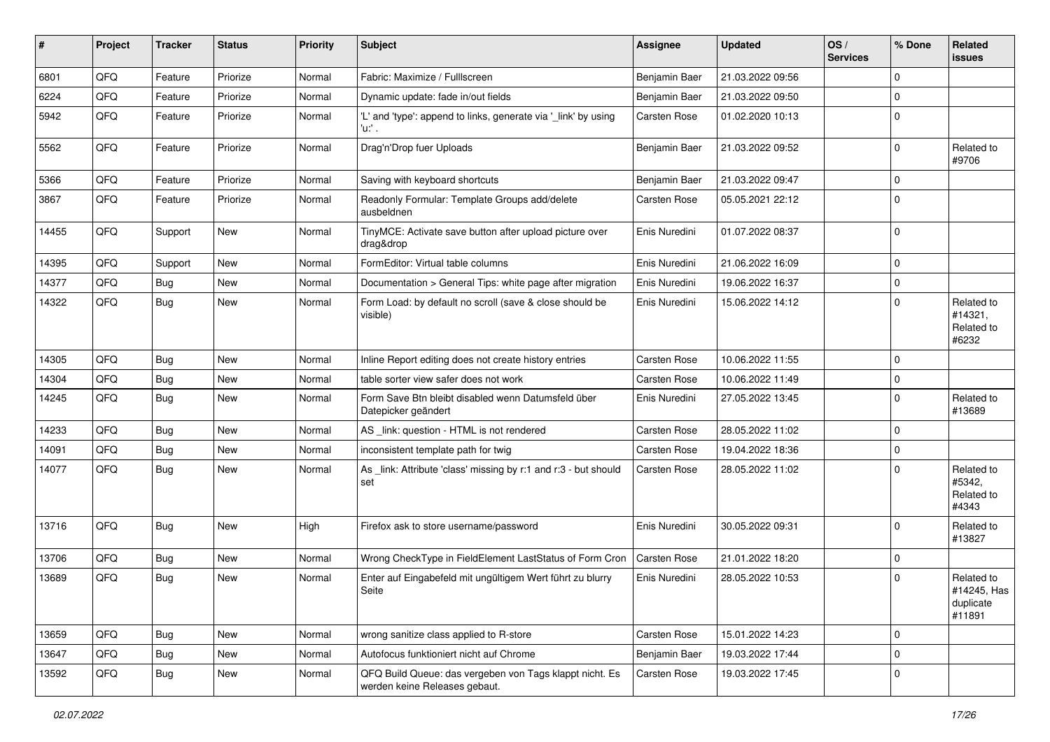| # | Project | Tracker | Status | Priority | Subject | Assignee | Updated | OS / Services | % Done | Related issues |
|---|---|---|---|---|---|---|---|---|---|---|
| 6801 | QFQ | Feature | Priorize | Normal | Fabric: Maximize / Fulllscreen | Benjamin Baer | 21.03.2022 09:56 | | 0 | |
| 6224 | QFQ | Feature | Priorize | Normal | Dynamic update: fade in/out fields | Benjamin Baer | 21.03.2022 09:50 | | 0 | |
| 5942 | QFQ | Feature | Priorize | Normal | 'L' and 'type': append to links, generate via '_link' by using 'u:' . | Carsten Rose | 01.02.2020 10:13 | | 0 | |
| 5562 | QFQ | Feature | Priorize | Normal | Drag'n'Drop fuer Uploads | Benjamin Baer | 21.03.2022 09:52 | | 0 | Related to #9706 |
| 5366 | QFQ | Feature | Priorize | Normal | Saving with keyboard shortcuts | Benjamin Baer | 21.03.2022 09:47 | | 0 | |
| 3867 | QFQ | Feature | Priorize | Normal | Readonly Formular: Template Groups add/delete ausbeldnen | Carsten Rose | 05.05.2021 22:12 | | 0 | |
| 14455 | QFQ | Support | New | Normal | TinyMCE: Activate save button after upload picture over drag&drop | Enis Nuredini | 01.07.2022 08:37 | | 0 | |
| 14395 | QFQ | Support | New | Normal | FormEditor: Virtual table columns | Enis Nuredini | 21.06.2022 16:09 | | 0 | |
| 14377 | QFQ | Bug | New | Normal | Documentation > General Tips: white page after migration | Enis Nuredini | 19.06.2022 16:37 | | 0 | |
| 14322 | QFQ | Bug | New | Normal | Form Load: by default no scroll (save & close should be visible) | Enis Nuredini | 15.06.2022 14:12 | | 0 | Related to #14321, Related to #6232 |
| 14305 | QFQ | Bug | New | Normal | Inline Report editing does not create history entries | Carsten Rose | 10.06.2022 11:55 | | 0 | |
| 14304 | QFQ | Bug | New | Normal | table sorter view safer does not work | Carsten Rose | 10.06.2022 11:49 | | 0 | |
| 14245 | QFQ | Bug | New | Normal | Form Save Btn bleibt disabled wenn Datumsfeld über Datepicker geändert | Enis Nuredini | 27.05.2022 13:45 | | 0 | Related to #13689 |
| 14233 | QFQ | Bug | New | Normal | AS _link: question - HTML is not rendered | Carsten Rose | 28.05.2022 11:02 | | 0 | |
| 14091 | QFQ | Bug | New | Normal | inconsistent template path for twig | Carsten Rose | 19.04.2022 18:36 | | 0 | |
| 14077 | QFQ | Bug | New | Normal | As _link: Attribute 'class' missing by r:1 and r:3 - but should set | Carsten Rose | 28.05.2022 11:02 | | 0 | Related to #5342, Related to #4343 |
| 13716 | QFQ | Bug | New | High | Firefox ask to store username/password | Enis Nuredini | 30.05.2022 09:31 | | 0 | Related to #13827 |
| 13706 | QFQ | Bug | New | Normal | Wrong CheckType in FieldElement LastStatus of Form Cron | Carsten Rose | 21.01.2022 18:20 | | 0 | |
| 13689 | QFQ | Bug | New | Normal | Enter auf Eingabefeld mit ungültigem Wert führt zu blurry Seite | Enis Nuredini | 28.05.2022 10:53 | | 0 | Related to #14245, Has duplicate #11891 |
| 13659 | QFQ | Bug | New | Normal | wrong sanitize class applied to R-store | Carsten Rose | 15.01.2022 14:23 | | 0 | |
| 13647 | QFQ | Bug | New | Normal | Autofocus funktioniert nicht auf Chrome | Benjamin Baer | 19.03.2022 17:44 | | 0 | |
| 13592 | QFQ | Bug | New | Normal | QFQ Build Queue: das vergeben von Tags klappt nicht. Es werden keine Releases gebaut. | Carsten Rose | 19.03.2022 17:45 | | 0 | |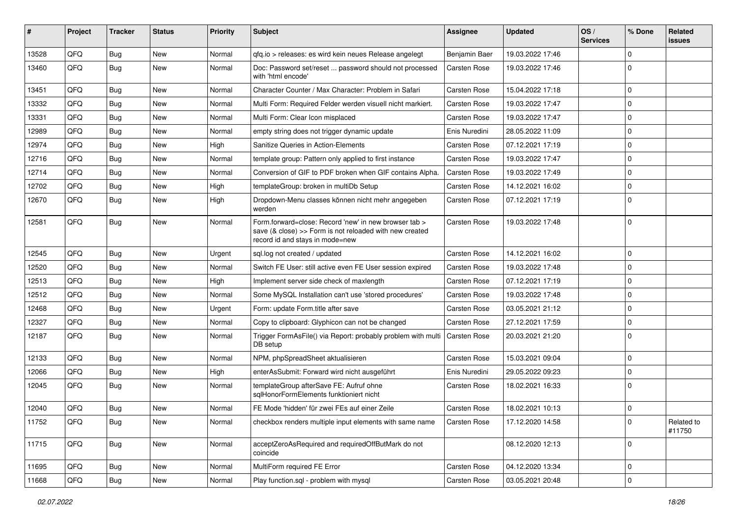| # | Project | Tracker | Status | Priority | Subject | Assignee | Updated | OS / Services | % Done | Related issues |
|---|---|---|---|---|---|---|---|---|---|---|
| 13528 | QFQ | Bug | New | Normal | qfq.io > releases: es wird kein neues Release angelegt | Benjamin Baer | 19.03.2022 17:46 | | 0 | |
| 13460 | QFQ | Bug | New | Normal | Doc: Password set/reset ... password should not processed with 'html encode' | Carsten Rose | 19.03.2022 17:46 | | 0 | |
| 13451 | QFQ | Bug | New | Normal | Character Counter / Max Character: Problem in Safari | Carsten Rose | 15.04.2022 17:18 | | 0 | |
| 13332 | QFQ | Bug | New | Normal | Multi Form: Required Felder werden visuell nicht markiert. | Carsten Rose | 19.03.2022 17:47 | | 0 | |
| 13331 | QFQ | Bug | New | Normal | Multi Form: Clear Icon misplaced | Carsten Rose | 19.03.2022 17:47 | | 0 | |
| 12989 | QFQ | Bug | New | Normal | empty string does not trigger dynamic update | Enis Nuredini | 28.05.2022 11:09 | | 0 | |
| 12974 | QFQ | Bug | New | High | Sanitize Queries in Action-Elements | Carsten Rose | 07.12.2021 17:19 | | 0 | |
| 12716 | QFQ | Bug | New | Normal | template group: Pattern only applied to first instance | Carsten Rose | 19.03.2022 17:47 | | 0 | |
| 12714 | QFQ | Bug | New | Normal | Conversion of GIF to PDF broken when GIF contains Alpha. | Carsten Rose | 19.03.2022 17:49 | | 0 | |
| 12702 | QFQ | Bug | New | High | templateGroup: broken in multiDb Setup | Carsten Rose | 14.12.2021 16:02 | | 0 | |
| 12670 | QFQ | Bug | New | High | Dropdown-Menu classes können nicht mehr angegeben werden | Carsten Rose | 07.12.2021 17:19 | | 0 | |
| 12581 | QFQ | Bug | New | Normal | Form.forward=close: Record 'new' in new browser tab > save (& close) >> Form is not reloaded with new created record id and stays in mode=new | Carsten Rose | 19.03.2022 17:48 | | 0 | |
| 12545 | QFQ | Bug | New | Urgent | sql.log not created / updated | Carsten Rose | 14.12.2021 16:02 | | 0 | |
| 12520 | QFQ | Bug | New | Normal | Switch FE User: still active even FE User session expired | Carsten Rose | 19.03.2022 17:48 | | 0 | |
| 12513 | QFQ | Bug | New | High | Implement server side check of maxlength | Carsten Rose | 07.12.2021 17:19 | | 0 | |
| 12512 | QFQ | Bug | New | Normal | Some MySQL Installation can't use 'stored procedures' | Carsten Rose | 19.03.2022 17:48 | | 0 | |
| 12468 | QFQ | Bug | New | Urgent | Form: update Form.title after save | Carsten Rose | 03.05.2021 21:12 | | 0 | |
| 12327 | QFQ | Bug | New | Normal | Copy to clipboard: Glyphicon can not be changed | Carsten Rose | 27.12.2021 17:59 | | 0 | |
| 12187 | QFQ | Bug | New | Normal | Trigger FormAsFile() via Report: probably problem with multi DB setup | Carsten Rose | 20.03.2021 21:20 | | 0 | |
| 12133 | QFQ | Bug | New | Normal | NPM, phpSpreadSheet aktualisieren | Carsten Rose | 15.03.2021 09:04 | | 0 | |
| 12066 | QFQ | Bug | New | High | enterAsSubmit: Forward wird nicht ausgeführt | Enis Nuredini | 29.05.2022 09:23 | | 0 | |
| 12045 | QFQ | Bug | New | Normal | templateGroup afterSave FE: Aufruf ohne sqlHonorFormElements funktioniert nicht | Carsten Rose | 18.02.2021 16:33 | | 0 | |
| 12040 | QFQ | Bug | New | Normal | FE Mode 'hidden' für zwei FEs auf einer Zeile | Carsten Rose | 18.02.2021 10:13 | | 0 | |
| 11752 | QFQ | Bug | New | Normal | checkbox renders multiple input elements with same name | Carsten Rose | 17.12.2020 14:58 | | 0 | Related to #11750 |
| 11715 | QFQ | Bug | New | Normal | acceptZeroAsRequired and requiredOffButMark do not coincide | | 08.12.2020 12:13 | | 0 | |
| 11695 | QFQ | Bug | New | Normal | MultiForm required FE Error | Carsten Rose | 04.12.2020 13:34 | | 0 | |
| 11668 | QFQ | Bug | New | Normal | Play function.sql - problem with mysql | Carsten Rose | 03.05.2021 20:48 | | 0 | |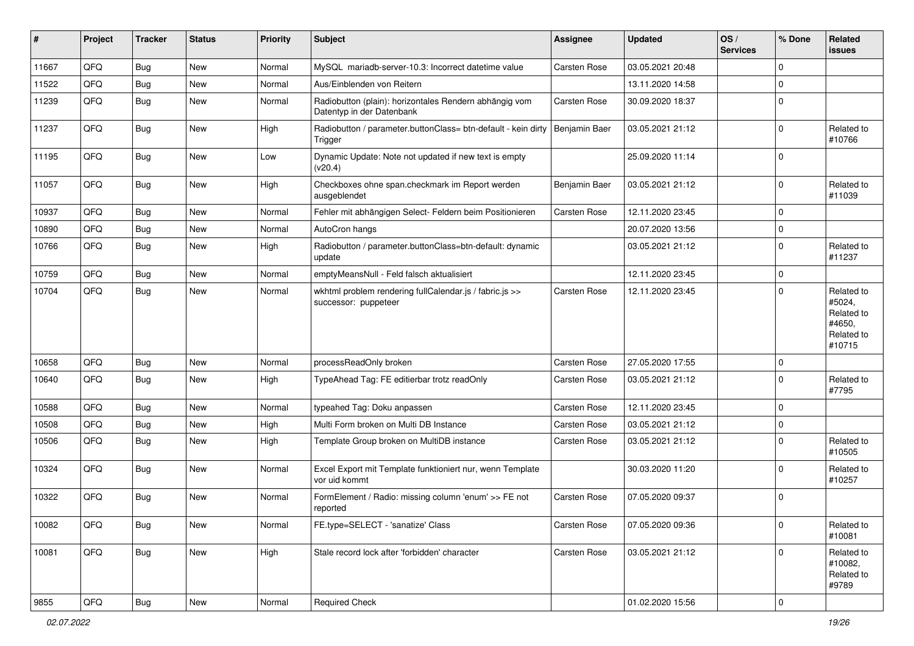| # | Project | Tracker | Status | Priority | Subject | Assignee | Updated | OS / Services | % Done | Related issues |
|---|---|---|---|---|---|---|---|---|---|---|
| 11667 | QFQ | Bug | New | Normal | MySQL mariadb-server-10.3: Incorrect datetime value | Carsten Rose | 03.05.2021 20:48 | | 0 | |
| 11522 | QFQ | Bug | New | Normal | Aus/Einblenden von Reitern | | 13.11.2020 14:58 | | 0 | |
| 11239 | QFQ | Bug | New | Normal | Radiobutton (plain): horizontales Rendern abhängig vom Datentyp in der Datenbank | Carsten Rose | 30.09.2020 18:37 | | 0 | |
| 11237 | QFQ | Bug | New | High | Radiobutton / parameter.buttonClass= btn-default - kein dirty Trigger | Benjamin Baer | 03.05.2021 21:12 | | 0 | Related to #10766 |
| 11195 | QFQ | Bug | New | Low | Dynamic Update: Note not updated if new text is empty (v20.4) | | 25.09.2020 11:14 | | 0 | |
| 11057 | QFQ | Bug | New | High | Checkboxes ohne span.checkmark im Report werden ausgeblendet | Benjamin Baer | 03.05.2021 21:12 | | 0 | Related to #11039 |
| 10937 | QFQ | Bug | New | Normal | Fehler mit abhängigen Select- Feldern beim Positionieren | Carsten Rose | 12.11.2020 23:45 | | 0 | |
| 10890 | QFQ | Bug | New | Normal | AutoCron hangs | | 20.07.2020 13:56 | | 0 | |
| 10766 | QFQ | Bug | New | High | Radiobutton / parameter.buttonClass=btn-default: dynamic update | | 03.05.2021 21:12 | | 0 | Related to #11237 |
| 10759 | QFQ | Bug | New | Normal | emptyMeansNull - Feld falsch aktualisiert | | 12.11.2020 23:45 | | 0 | |
| 10704 | QFQ | Bug | New | Normal | wkhtml problem rendering fullCalendar.js / fabric.js >> successor: puppeteer | Carsten Rose | 12.11.2020 23:45 | | 0 | Related to #5024, Related to #4650, Related to #10715 |
| 10658 | QFQ | Bug | New | Normal | processReadOnly broken | Carsten Rose | 27.05.2020 17:55 | | 0 | |
| 10640 | QFQ | Bug | New | High | TypeAhead Tag: FE editierbar trotz readOnly | Carsten Rose | 03.05.2021 21:12 | | 0 | Related to #7795 |
| 10588 | QFQ | Bug | New | Normal | typeahed Tag: Doku anpassen | Carsten Rose | 12.11.2020 23:45 | | 0 | |
| 10508 | QFQ | Bug | New | High | Multi Form broken on Multi DB Instance | Carsten Rose | 03.05.2021 21:12 | | 0 | |
| 10506 | QFQ | Bug | New | High | Template Group broken on MultiDB instance | Carsten Rose | 03.05.2021 21:12 | | 0 | Related to #10505 |
| 10324 | QFQ | Bug | New | Normal | Excel Export mit Template funktioniert nur, wenn Template vor uid kommt | | 30.03.2020 11:20 | | 0 | Related to #10257 |
| 10322 | QFQ | Bug | New | Normal | FormElement / Radio: missing column 'enum' >> FE not reported | Carsten Rose | 07.05.2020 09:37 | | 0 | |
| 10082 | QFQ | Bug | New | Normal | FE.type=SELECT - 'sanatize' Class | Carsten Rose | 07.05.2020 09:36 | | 0 | Related to #10081 |
| 10081 | QFQ | Bug | New | High | Stale record lock after 'forbidden' character | Carsten Rose | 03.05.2021 21:12 | | 0 | Related to #10082, Related to #9789 |
| 9855 | QFQ | Bug | New | Normal | Required Check | | 01.02.2020 15:56 | | 0 | |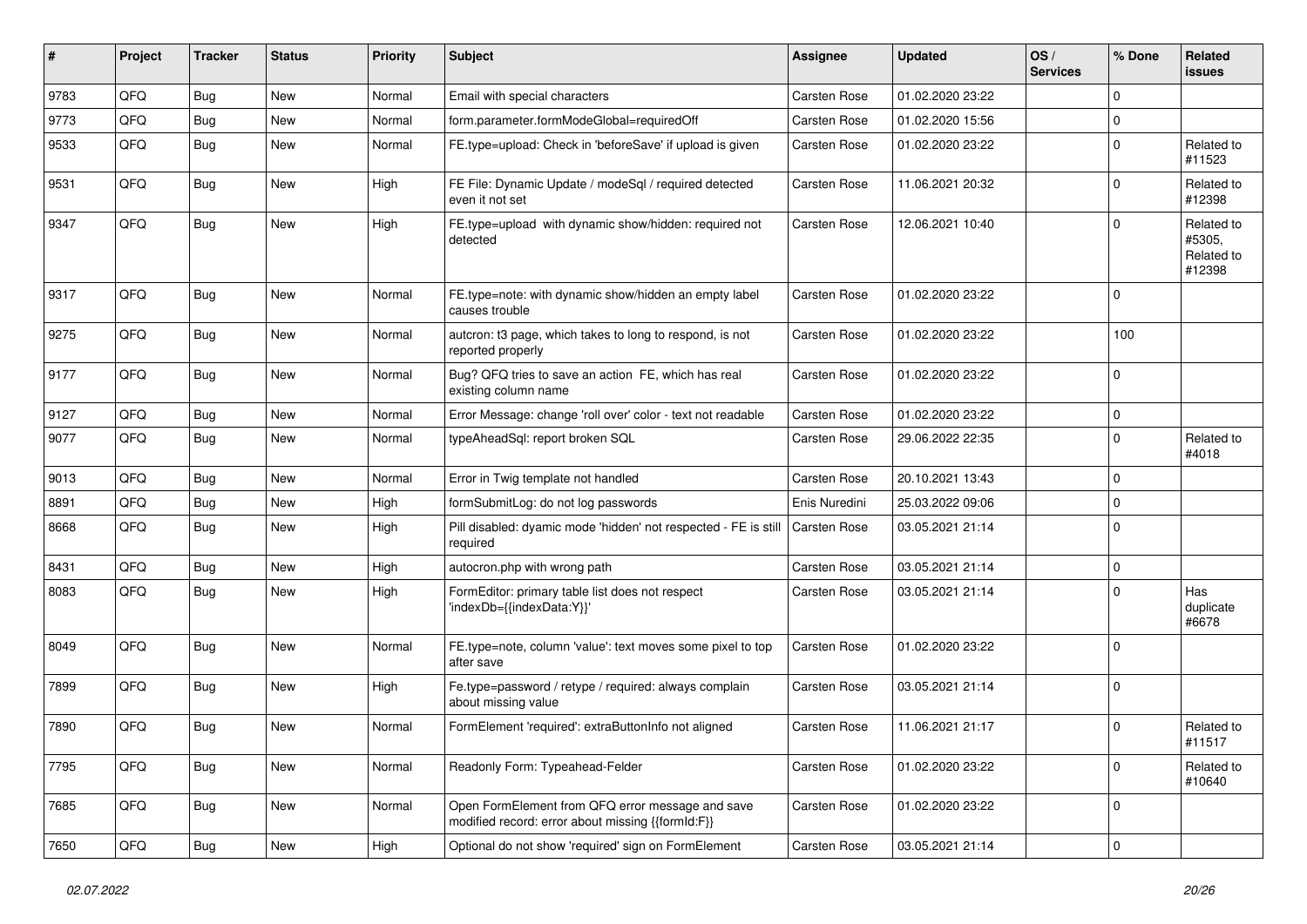| # | Project | Tracker | Status | Priority | Subject | Assignee | Updated | OS / Services | % Done | Related issues |
|---|---|---|---|---|---|---|---|---|---|---|
| 9783 | QFQ | Bug | New | Normal | Email with special characters | Carsten Rose | 01.02.2020 23:22 | | 0 | |
| 9773 | QFQ | Bug | New | Normal | form.parameter.formModeGlobal=requiredOff | Carsten Rose | 01.02.2020 15:56 | | 0 | |
| 9533 | QFQ | Bug | New | Normal | FE.type=upload: Check in 'beforeSave' if upload is given | Carsten Rose | 01.02.2020 23:22 | | 0 | Related to #11523 |
| 9531 | QFQ | Bug | New | High | FE File: Dynamic Update / modeSql / required detected even it not set | Carsten Rose | 11.06.2021 20:32 | | 0 | Related to #12398 |
| 9347 | QFQ | Bug | New | High | FE.type=upload with dynamic show/hidden: required not detected | Carsten Rose | 12.06.2021 10:40 | | 0 | Related to #5305, Related to #12398 |
| 9317 | QFQ | Bug | New | Normal | FE.type=note: with dynamic show/hidden an empty label causes trouble | Carsten Rose | 01.02.2020 23:22 | | 0 | |
| 9275 | QFQ | Bug | New | Normal | autcron: t3 page, which takes to long to respond, is not reported properly | Carsten Rose | 01.02.2020 23:22 | | 100 | |
| 9177 | QFQ | Bug | New | Normal | Bug? QFQ tries to save an action FE, which has real existing column name | Carsten Rose | 01.02.2020 23:22 | | 0 | |
| 9127 | QFQ | Bug | New | Normal | Error Message: change 'roll over' color - text not readable | Carsten Rose | 01.02.2020 23:22 | | 0 | |
| 9077 | QFQ | Bug | New | Normal | typeAheadSql: report broken SQL | Carsten Rose | 29.06.2022 22:35 | | 0 | Related to #4018 |
| 9013 | QFQ | Bug | New | Normal | Error in Twig template not handled | Carsten Rose | 20.10.2021 13:43 | | 0 | |
| 8891 | QFQ | Bug | New | High | formSubmitLog: do not log passwords | Enis Nuredini | 25.03.2022 09:06 | | 0 | |
| 8668 | QFQ | Bug | New | High | Pill disabled: dyamic mode 'hidden' not respected - FE is still required | Carsten Rose | 03.05.2021 21:14 | | 0 | |
| 8431 | QFQ | Bug | New | High | autocron.php with wrong path | Carsten Rose | 03.05.2021 21:14 | | 0 | |
| 8083 | QFQ | Bug | New | High | FormEditor: primary table list does not respect 'indexDb={{indexData:Y}}' | Carsten Rose | 03.05.2021 21:14 | | 0 | Has duplicate #6678 |
| 8049 | QFQ | Bug | New | Normal | FE.type=note, column 'value': text moves some pixel to top after save | Carsten Rose | 01.02.2020 23:22 | | 0 | |
| 7899 | QFQ | Bug | New | High | Fe.type=password / retype / required: always complain about missing value | Carsten Rose | 03.05.2021 21:14 | | 0 | |
| 7890 | QFQ | Bug | New | Normal | FormElement 'required': extraButtonInfo not aligned | Carsten Rose | 11.06.2021 21:17 | | 0 | Related to #11517 |
| 7795 | QFQ | Bug | New | Normal | Readonly Form: Typeahead-Felder | Carsten Rose | 01.02.2020 23:22 | | 0 | Related to #10640 |
| 7685 | QFQ | Bug | New | Normal | Open FormElement from QFQ error message and save modified record: error about missing {{formId:F}} | Carsten Rose | 01.02.2020 23:22 | | 0 | |
| 7650 | QFQ | Bug | New | High | Optional do not show 'required' sign on FormElement | Carsten Rose | 03.05.2021 21:14 | | 0 | |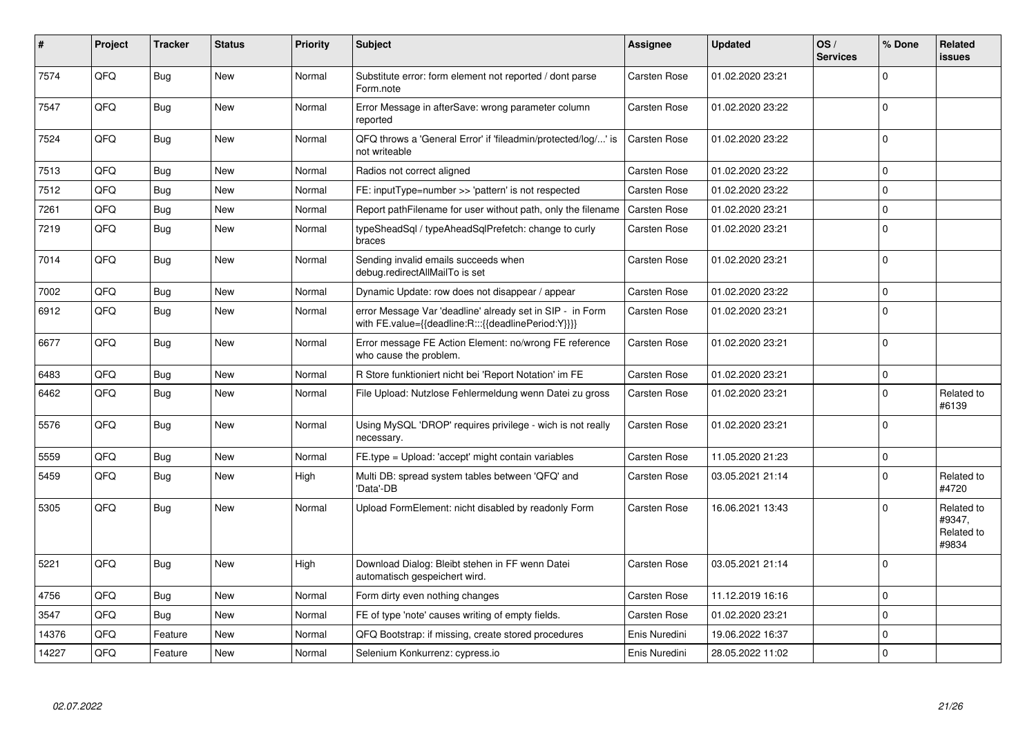| # | Project | Tracker | Status | Priority | Subject | Assignee | Updated | OS / Services | % Done | Related issues |
|---|---|---|---|---|---|---|---|---|---|---|
| 7574 | QFQ | Bug | New | Normal | Substitute error: form element not reported / dont parse Form.note | Carsten Rose | 01.02.2020 23:21 | | 0 | |
| 7547 | QFQ | Bug | New | Normal | Error Message in afterSave: wrong parameter column reported | Carsten Rose | 01.02.2020 23:22 | | 0 | |
| 7524 | QFQ | Bug | New | Normal | QFQ throws a 'General Error' if 'fileadmin/protected/log/...' is not writeable | Carsten Rose | 01.02.2020 23:22 | | 0 | |
| 7513 | QFQ | Bug | New | Normal | Radios not correct aligned | Carsten Rose | 01.02.2020 23:22 | | 0 | |
| 7512 | QFQ | Bug | New | Normal | FE: inputType=number >> 'pattern' is not respected | Carsten Rose | 01.02.2020 23:22 | | 0 | |
| 7261 | QFQ | Bug | New | Normal | Report pathFilename for user without path, only the filename | Carsten Rose | 01.02.2020 23:21 | | 0 | |
| 7219 | QFQ | Bug | New | Normal | typeSheadSql / typeAheadSqlPrefetch: change to curly braces | Carsten Rose | 01.02.2020 23:21 | | 0 | |
| 7014 | QFQ | Bug | New | Normal | Sending invalid emails succeeds when debug.redirectAllMailTo is set | Carsten Rose | 01.02.2020 23:21 | | 0 | |
| 7002 | QFQ | Bug | New | Normal | Dynamic Update: row does not disappear / appear | Carsten Rose | 01.02.2020 23:22 | | 0 | |
| 6912 | QFQ | Bug | New | Normal | error Message Var 'deadline' already set in SIP - in Form with FE.value={{deadline:R:::{{deadlinePeriod:Y}}}} | Carsten Rose | 01.02.2020 23:21 | | 0 | |
| 6677 | QFQ | Bug | New | Normal | Error message FE Action Element: no/wrong FE reference who cause the problem. | Carsten Rose | 01.02.2020 23:21 | | 0 | |
| 6483 | QFQ | Bug | New | Normal | R Store funktioniert nicht bei 'Report Notation' im FE | Carsten Rose | 01.02.2020 23:21 | | 0 | |
| 6462 | QFQ | Bug | New | Normal | File Upload: Nutzlose Fehlermeldung wenn Datei zu gross | Carsten Rose | 01.02.2020 23:21 | | 0 | Related to #6139 |
| 5576 | QFQ | Bug | New | Normal | Using MySQL 'DROP' requires privilege - wich is not really necessary. | Carsten Rose | 01.02.2020 23:21 | | 0 | |
| 5559 | QFQ | Bug | New | Normal | FE.type = Upload: 'accept' might contain variables | Carsten Rose | 11.05.2020 21:23 | | 0 | |
| 5459 | QFQ | Bug | New | High | Multi DB: spread system tables between 'QFQ' and 'Data'-DB | Carsten Rose | 03.05.2021 21:14 | | 0 | Related to #4720 |
| 5305 | QFQ | Bug | New | Normal | Upload FormElement: nicht disabled by readonly Form | Carsten Rose | 16.06.2021 13:43 | | 0 | Related to #9347, Related to #9834 |
| 5221 | QFQ | Bug | New | High | Download Dialog: Bleibt stehen in FF wenn Datei automatisch gespeichert wird. | Carsten Rose | 03.05.2021 21:14 | | 0 | |
| 4756 | QFQ | Bug | New | Normal | Form dirty even nothing changes | Carsten Rose | 11.12.2019 16:16 | | 0 | |
| 3547 | QFQ | Bug | New | Normal | FE of type 'note' causes writing of empty fields. | Carsten Rose | 01.02.2020 23:21 | | 0 | |
| 14376 | QFQ | Feature | New | Normal | QFQ Bootstrap: if missing, create stored procedures | Enis Nuredini | 19.06.2022 16:37 | | 0 | |
| 14227 | QFQ | Feature | New | Normal | Selenium Konkurrenz: cypress.io | Enis Nuredini | 28.05.2022 11:02 | | 0 | |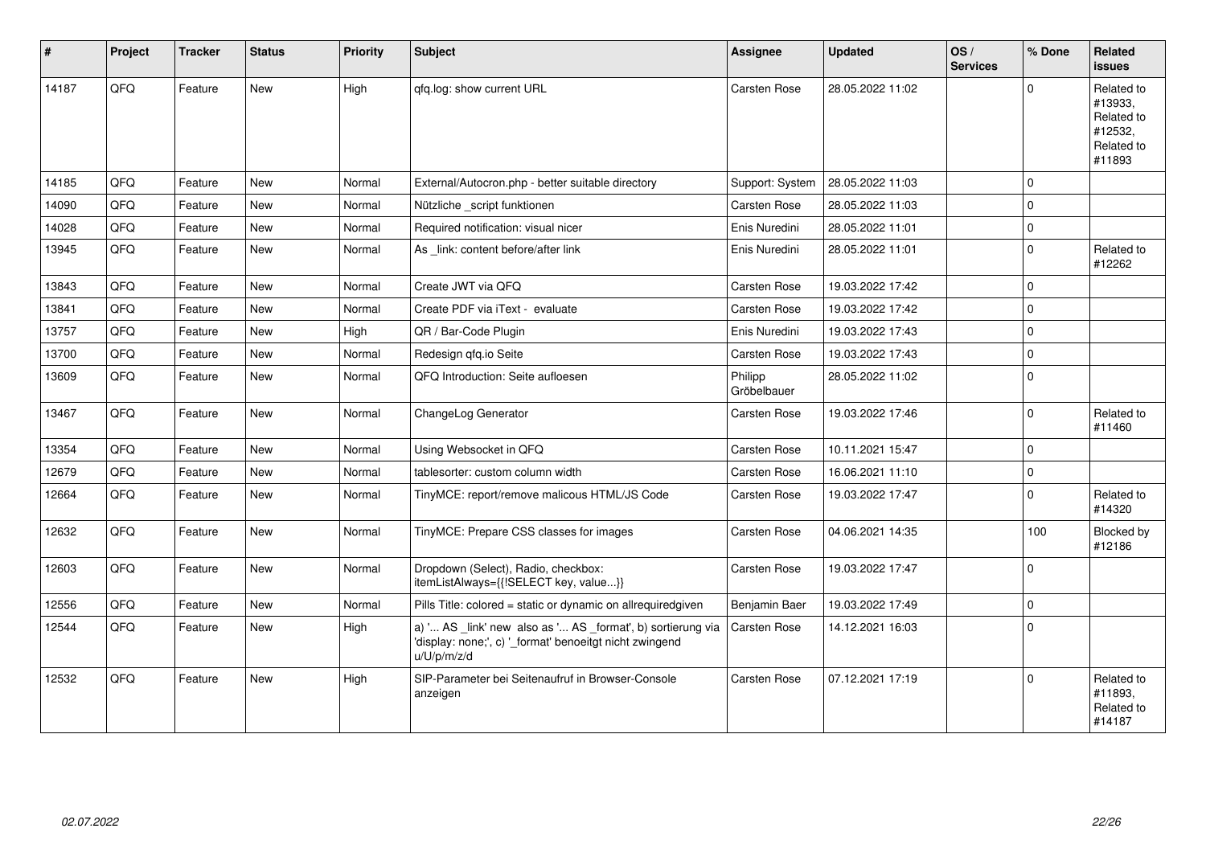| # | Project | Tracker | Status | Priority | Subject | Assignee | Updated | OS / Services | % Done | Related issues |
|---|---|---|---|---|---|---|---|---|---|---|
| 14187 | QFQ | Feature | New | High | qfq.log: show current URL | Carsten Rose | 28.05.2022 11:02 | | 0 | Related to #13933, Related to #12532, Related to #11893 |
| 14185 | QFQ | Feature | New | Normal | External/Autocron.php - better suitable directory | Support: System | 28.05.2022 11:03 | | 0 | |
| 14090 | QFQ | Feature | New | Normal | Nützliche _script funktionen | Carsten Rose | 28.05.2022 11:03 | | 0 | |
| 14028 | QFQ | Feature | New | Normal | Required notification: visual nicer | Enis Nuredini | 28.05.2022 11:01 | | 0 | |
| 13945 | QFQ | Feature | New | Normal | As _link: content before/after link | Enis Nuredini | 28.05.2022 11:01 | | 0 | Related to #12262 |
| 13843 | QFQ | Feature | New | Normal | Create JWT via QFQ | Carsten Rose | 19.03.2022 17:42 | | 0 | |
| 13841 | QFQ | Feature | New | Normal | Create PDF via iText - evaluate | Carsten Rose | 19.03.2022 17:42 | | 0 | |
| 13757 | QFQ | Feature | New | High | QR / Bar-Code Plugin | Enis Nuredini | 19.03.2022 17:43 | | 0 | |
| 13700 | QFQ | Feature | New | Normal | Redesign qfq.io Seite | Carsten Rose | 19.03.2022 17:43 | | 0 | |
| 13609 | QFQ | Feature | New | Normal | QFQ Introduction: Seite aufloesen | Philipp Gröbelbauer | 28.05.2022 11:02 | | 0 | |
| 13467 | QFQ | Feature | New | Normal | ChangeLog Generator | Carsten Rose | 19.03.2022 17:46 | | 0 | Related to #11460 |
| 13354 | QFQ | Feature | New | Normal | Using Websocket in QFQ | Carsten Rose | 10.11.2021 15:47 | | 0 | |
| 12679 | QFQ | Feature | New | Normal | tablesorter: custom column width | Carsten Rose | 16.06.2021 11:10 | | 0 | |
| 12664 | QFQ | Feature | New | Normal | TinyMCE: report/remove malicous HTML/JS Code | Carsten Rose | 19.03.2022 17:47 | | 0 | Related to #14320 |
| 12632 | QFQ | Feature | New | Normal | TinyMCE: Prepare CSS classes for images | Carsten Rose | 04.06.2021 14:35 | | 100 | Blocked by #12186 |
| 12603 | QFQ | Feature | New | Normal | Dropdown (Select), Radio, checkbox: itemListAlways={{!SELECT key, value...}} | Carsten Rose | 19.03.2022 17:47 | | 0 | |
| 12556 | QFQ | Feature | New | Normal | Pills Title: colored = static or dynamic on allrequiredgiven | Benjamin Baer | 19.03.2022 17:49 | | 0 | |
| 12544 | QFQ | Feature | New | High | a) '... AS _link' new also as '... AS _format', b) sortierung via 'display: none;', c) '_format' benoeitgt nicht zwingend u/U/p/m/z/d | Carsten Rose | 14.12.2021 16:03 | | 0 | |
| 12532 | QFQ | Feature | New | High | SIP-Parameter bei Seitenaufruf in Browser-Console anzeigen | Carsten Rose | 07.12.2021 17:19 | | 0 | Related to #11893, Related to #14187 |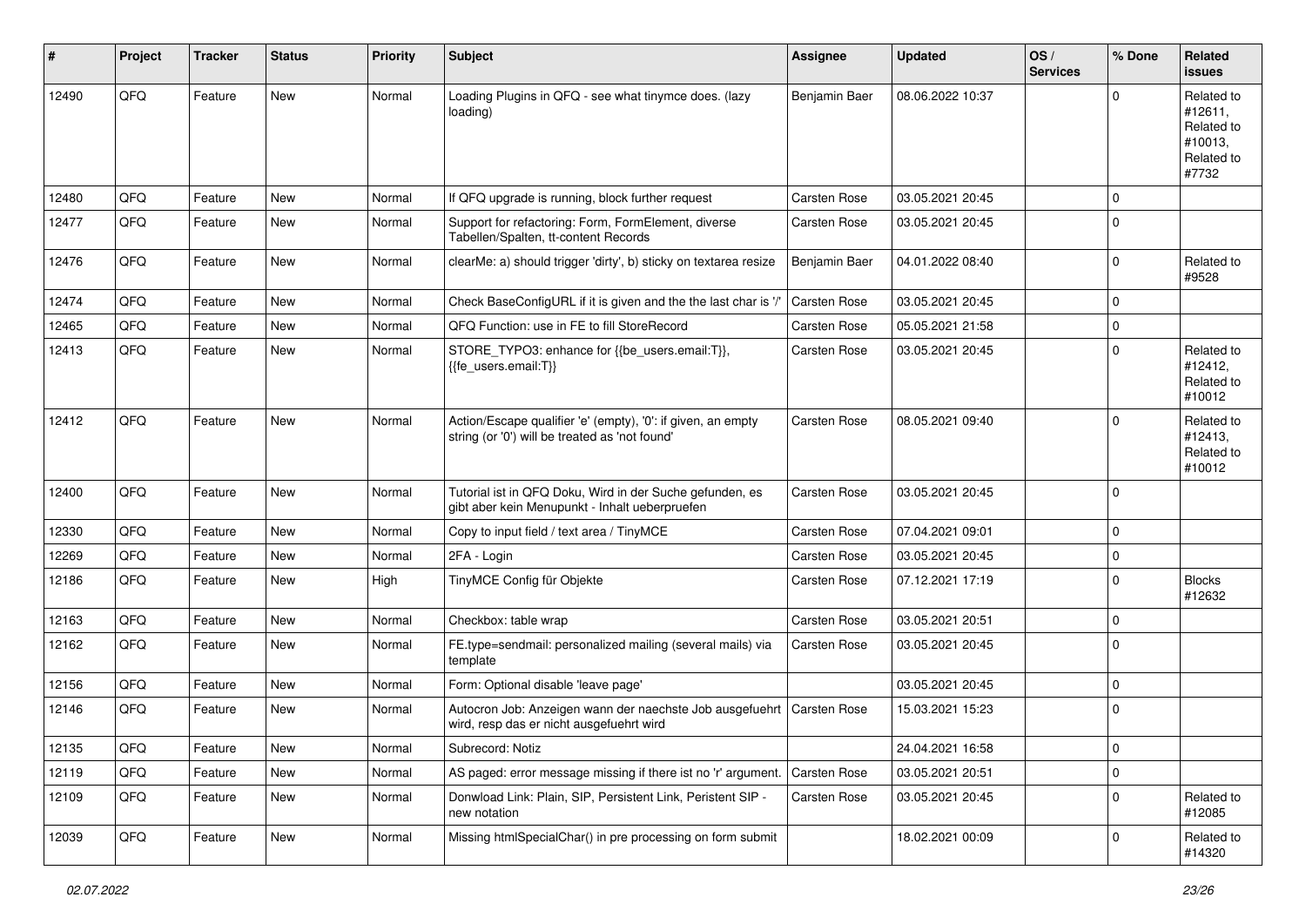| # | Project | Tracker | Status | Priority | Subject | Assignee | Updated | OS / Services | % Done | Related issues |
|---|---|---|---|---|---|---|---|---|---|---|
| 12490 | QFQ | Feature | New | Normal | Loading Plugins in QFQ - see what tinymce does. (lazy loading) | Benjamin Baer | 08.06.2022 10:37 | | 0 | Related to #12611, Related to #10013, Related to #7732 |
| 12480 | QFQ | Feature | New | Normal | If QFQ upgrade is running, block further request | Carsten Rose | 03.05.2021 20:45 | | 0 | |
| 12477 | QFQ | Feature | New | Normal | Support for refactoring: Form, FormElement, diverse Tabellen/Spalten, tt-content Records | Carsten Rose | 03.05.2021 20:45 | | 0 | |
| 12476 | QFQ | Feature | New | Normal | clearMe: a) should trigger 'dirty', b) sticky on textarea resize | Benjamin Baer | 04.01.2022 08:40 | | 0 | Related to #9528 |
| 12474 | QFQ | Feature | New | Normal | Check BaseConfigURL if it is given and the the last char is '/' | Carsten Rose | 03.05.2021 20:45 | | 0 | |
| 12465 | QFQ | Feature | New | Normal | QFQ Function: use in FE to fill StoreRecord | Carsten Rose | 05.05.2021 21:58 | | 0 | |
| 12413 | QFQ | Feature | New | Normal | STORE_TYPO3: enhance for {{be_users.email:T}}, {{fe_users.email:T}} | Carsten Rose | 03.05.2021 20:45 | | 0 | Related to #12412, Related to #10012 |
| 12412 | QFQ | Feature | New | Normal | Action/Escape qualifier 'e' (empty), '0': if given, an empty string (or '0') will be treated as 'not found' | Carsten Rose | 08.05.2021 09:40 | | 0 | Related to #12413, Related to #10012 |
| 12400 | QFQ | Feature | New | Normal | Tutorial ist in QFQ Doku, Wird in der Suche gefunden, es gibt aber kein Menupunkt - Inhalt ueberpruefen | Carsten Rose | 03.05.2021 20:45 | | 0 | |
| 12330 | QFQ | Feature | New | Normal | Copy to input field / text area / TinyMCE | Carsten Rose | 07.04.2021 09:01 | | 0 | |
| 12269 | QFQ | Feature | New | Normal | 2FA - Login | Carsten Rose | 03.05.2021 20:45 | | 0 | |
| 12186 | QFQ | Feature | New | High | TinyMCE Config für Objekte | Carsten Rose | 07.12.2021 17:19 | | 0 | Blocks #12632 |
| 12163 | QFQ | Feature | New | Normal | Checkbox: table wrap | Carsten Rose | 03.05.2021 20:51 | | 0 | |
| 12162 | QFQ | Feature | New | Normal | FE.type=sendmail: personalized mailing (several mails) via template | Carsten Rose | 03.05.2021 20:45 | | 0 | |
| 12156 | QFQ | Feature | New | Normal | Form: Optional disable 'leave page' | | 03.05.2021 20:45 | | 0 | |
| 12146 | QFQ | Feature | New | Normal | Autocron Job: Anzeigen wann der naechste Job ausgefuehrt wird, resp das er nicht ausgefuehrt wird | Carsten Rose | 15.03.2021 15:23 | | 0 | |
| 12135 | QFQ | Feature | New | Normal | Subrecord: Notiz | | 24.04.2021 16:58 | | 0 | |
| 12119 | QFQ | Feature | New | Normal | AS paged: error message missing if there ist no 'r' argument. | Carsten Rose | 03.05.2021 20:51 | | 0 | |
| 12109 | QFQ | Feature | New | Normal | Donwload Link: Plain, SIP, Persistent Link, Peristent SIP - new notation | Carsten Rose | 03.05.2021 20:45 | | 0 | Related to #12085 |
| 12039 | QFQ | Feature | New | Normal | Missing htmlSpecialChar() in pre processing on form submit | | 18.02.2021 00:09 | | 0 | Related to #14320 |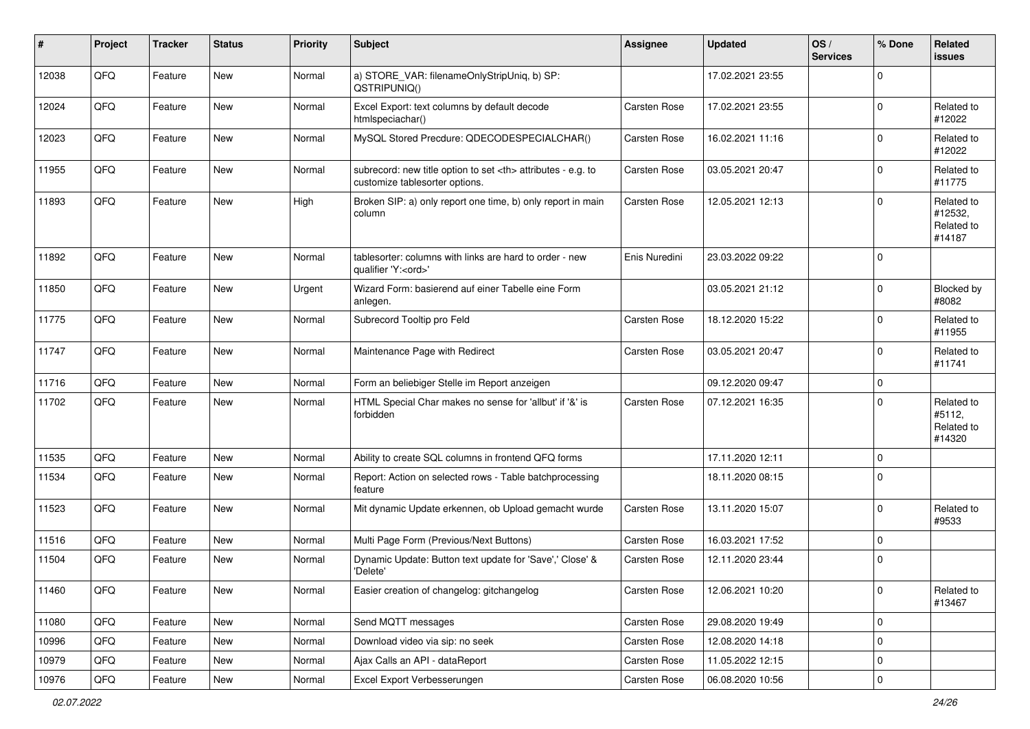| # | Project | Tracker | Status | Priority | Subject | Assignee | Updated | OS / Services | % Done | Related issues |
|---|---|---|---|---|---|---|---|---|---|---|
| 12038 | QFQ | Feature | New | Normal | a) STORE_VAR: filenameOnlyStripUniq, b) SP: QSTRIPUNIQ() | | 17.02.2021 23:55 | | 0 | |
| 12024 | QFQ | Feature | New | Normal | Excel Export: text columns by default decode htmlspeciachar() | Carsten Rose | 17.02.2021 23:55 | | 0 | Related to #12022 |
| 12023 | QFQ | Feature | New | Normal | MySQL Stored Precdure: QDECODESPECIALCHAR() | Carsten Rose | 16.02.2021 11:16 | | 0 | Related to #12022 |
| 11955 | QFQ | Feature | New | Normal | subrecord: new title option to set <th> attributes - e.g. to customize tablesorter options. | Carsten Rose | 03.05.2021 20:47 | | 0 | Related to #11775 |
| 11893 | QFQ | Feature | New | High | Broken SIP: a) only report one time, b) only report in main column | Carsten Rose | 12.05.2021 12:13 | | 0 | Related to #12532, Related to #14187 |
| 11892 | QFQ | Feature | New | Normal | tablesorter: columns with links are hard to order - new qualifier 'Y:<ord>' | Enis Nuredini | 23.03.2022 09:22 | | 0 | |
| 11850 | QFQ | Feature | New | Urgent | Wizard Form: basierend auf einer Tabelle eine Form anlegen. | | 03.05.2021 21:12 | | 0 | Blocked by #8082 |
| 11775 | QFQ | Feature | New | Normal | Subrecord Tooltip pro Feld | Carsten Rose | 18.12.2020 15:22 | | 0 | Related to #11955 |
| 11747 | QFQ | Feature | New | Normal | Maintenance Page with Redirect | Carsten Rose | 03.05.2021 20:47 | | 0 | Related to #11741 |
| 11716 | QFQ | Feature | New | Normal | Form an beliebiger Stelle im Report anzeigen | | 09.12.2020 09:47 | | 0 | |
| 11702 | QFQ | Feature | New | Normal | HTML Special Char makes no sense for 'allbut' if '&' is forbidden | Carsten Rose | 07.12.2021 16:35 | | 0 | Related to #5112, Related to #14320 |
| 11535 | QFQ | Feature | New | Normal | Ability to create SQL columns in frontend QFQ forms | | 17.11.2020 12:11 | | 0 | |
| 11534 | QFQ | Feature | New | Normal | Report: Action on selected rows - Table batchprocessing feature | | 18.11.2020 08:15 | | 0 | |
| 11523 | QFQ | Feature | New | Normal | Mit dynamic Update erkennen, ob Upload gemacht wurde | Carsten Rose | 13.11.2020 15:07 | | 0 | Related to #9533 |
| 11516 | QFQ | Feature | New | Normal | Multi Page Form (Previous/Next Buttons) | Carsten Rose | 16.03.2021 17:52 | | 0 | |
| 11504 | QFQ | Feature | New | Normal | Dynamic Update: Button text update for 'Save',' Close' & 'Delete' | Carsten Rose | 12.11.2020 23:44 | | 0 | |
| 11460 | QFQ | Feature | New | Normal | Easier creation of changelog: gitchangelog | Carsten Rose | 12.06.2021 10:20 | | 0 | Related to #13467 |
| 11080 | QFQ | Feature | New | Normal | Send MQTT messages | Carsten Rose | 29.08.2020 19:49 | | 0 | |
| 10996 | QFQ | Feature | New | Normal | Download video via sip: no seek | Carsten Rose | 12.08.2020 14:18 | | 0 | |
| 10979 | QFQ | Feature | New | Normal | Ajax Calls an API - dataReport | Carsten Rose | 11.05.2022 12:15 | | 0 | |
| 10976 | QFQ | Feature | New | Normal | Excel Export Verbesserungen | Carsten Rose | 06.08.2020 10:56 | | 0 | |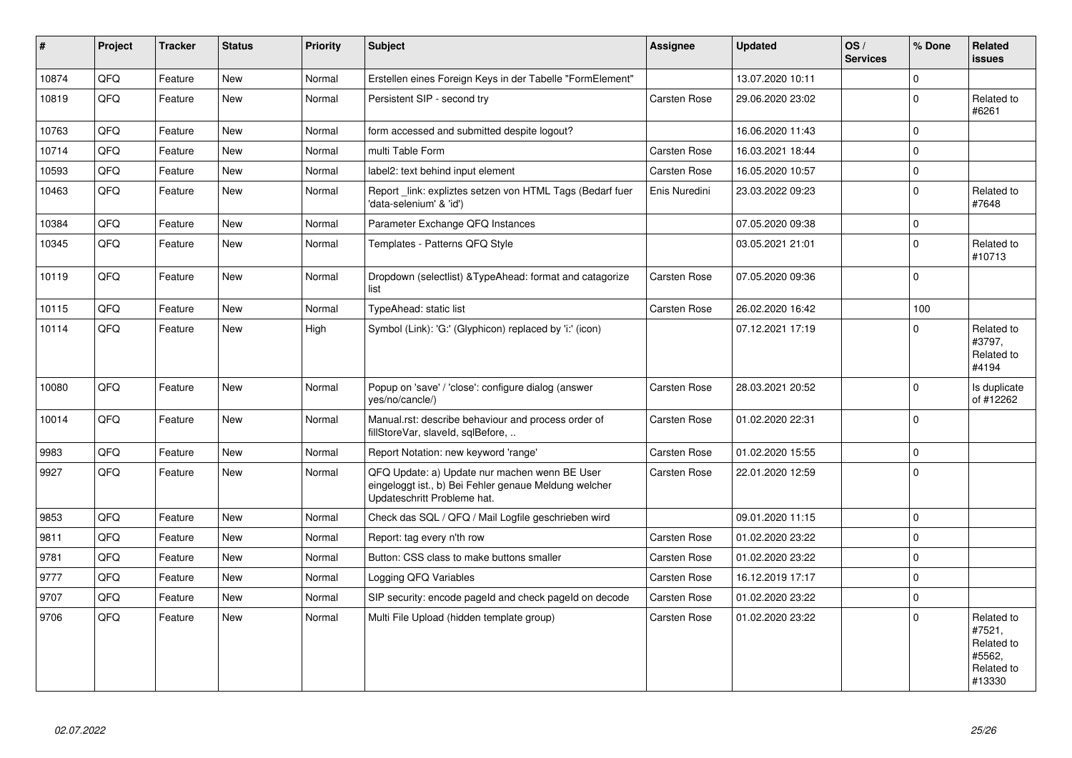| # | Project | Tracker | Status | Priority | Subject | Assignee | Updated | OS / Services | % Done | Related issues |
|---|---|---|---|---|---|---|---|---|---|---|
| 10874 | QFQ | Feature | New | Normal | Erstellen eines Foreign Keys in der Tabelle "FormElement" | | 13.07.2020 10:11 | | 0 | |
| 10819 | QFQ | Feature | New | Normal | Persistent SIP - second try | Carsten Rose | 29.06.2020 23:02 | | 0 | Related to #6261 |
| 10763 | QFQ | Feature | New | Normal | form accessed and submitted despite logout? | | 16.06.2020 11:43 | | 0 | |
| 10714 | QFQ | Feature | New | Normal | multi Table Form | Carsten Rose | 16.03.2021 18:44 | | 0 | |
| 10593 | QFQ | Feature | New | Normal | label2: text behind input element | Carsten Rose | 16.05.2020 10:57 | | 0 | |
| 10463 | QFQ | Feature | New | Normal | Report _link: expliztes setzen von HTML Tags (Bedarf fuer 'data-selenium' & 'id') | Enis Nuredini | 23.03.2022 09:23 | | 0 | Related to #7648 |
| 10384 | QFQ | Feature | New | Normal | Parameter Exchange QFQ Instances | | 07.05.2020 09:38 | | 0 | |
| 10345 | QFQ | Feature | New | Normal | Templates - Patterns QFQ Style | | 03.05.2021 21:01 | | 0 | Related to #10713 |
| 10119 | QFQ | Feature | New | Normal | Dropdown (selectlist) &TypeAhead: format and catagorize list | Carsten Rose | 07.05.2020 09:36 | | 0 | |
| 10115 | QFQ | Feature | New | Normal | TypeAhead: static list | Carsten Rose | 26.02.2020 16:42 | | 100 | |
| 10114 | QFQ | Feature | New | High | Symbol (Link): 'G:' (Glyphicon) replaced by 'i:' (icon) | | 07.12.2021 17:19 | | 0 | Related to #3797, Related to #4194 |
| 10080 | QFQ | Feature | New | Normal | Popup on 'save' / 'close': configure dialog (answer yes/no/cancle/) | Carsten Rose | 28.03.2021 20:52 | | 0 | Is duplicate of #12262 |
| 10014 | QFQ | Feature | New | Normal | Manual.rst: describe behaviour and process order of fillStoreVar, slaveId, sqlBefore, .. | Carsten Rose | 01.02.2020 22:31 | | 0 | |
| 9983 | QFQ | Feature | New | Normal | Report Notation: new keyword 'range' | Carsten Rose | 01.02.2020 15:55 | | 0 | |
| 9927 | QFQ | Feature | New | Normal | QFQ Update: a) Update nur machen wenn BE User eingeloggt ist., b) Bei Fehler genaue Meldung welcher Updateschritt Probleme hat. | Carsten Rose | 22.01.2020 12:59 | | 0 | |
| 9853 | QFQ | Feature | New | Normal | Check das SQL / QFQ / Mail Logfile geschrieben wird | | 09.01.2020 11:15 | | 0 | |
| 9811 | QFQ | Feature | New | Normal | Report: tag every n'th row | Carsten Rose | 01.02.2020 23:22 | | 0 | |
| 9781 | QFQ | Feature | New | Normal | Button: CSS class to make buttons smaller | Carsten Rose | 01.02.2020 23:22 | | 0 | |
| 9777 | QFQ | Feature | New | Normal | Logging QFQ Variables | Carsten Rose | 16.12.2019 17:17 | | 0 | |
| 9707 | QFQ | Feature | New | Normal | SIP security: encode pageId and check pageId on decode | Carsten Rose | 01.02.2020 23:22 | | 0 | |
| 9706 | QFQ | Feature | New | Normal | Multi File Upload (hidden template group) | Carsten Rose | 01.02.2020 23:22 | | 0 | Related to #7521, Related to #5562, Related to #13330 |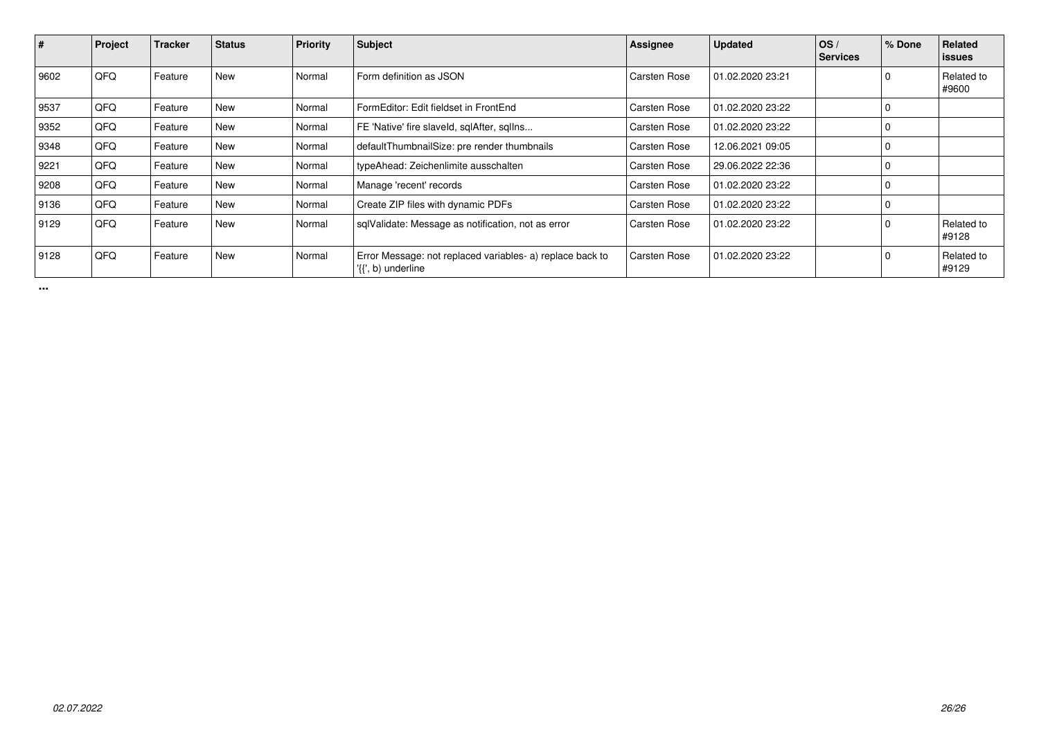| # | Project | Tracker | Status | Priority | Subject | Assignee | Updated | OS / Services | % Done | Related issues |
|---|---|---|---|---|---|---|---|---|---|---|
| 9602 | QFQ | Feature | New | Normal | Form definition as JSON | Carsten Rose | 01.02.2020 23:21 | | 0 | Related to #9600 |
| 9537 | QFQ | Feature | New | Normal | FormEditor: Edit fieldset in FrontEnd | Carsten Rose | 01.02.2020 23:22 | | 0 | |
| 9352 | QFQ | Feature | New | Normal | FE 'Native' fire slaveId, sqlAfter, sqlIns... | Carsten Rose | 01.02.2020 23:22 | | 0 | |
| 9348 | QFQ | Feature | New | Normal | defaultThumbnailSize: pre render thumbnails | Carsten Rose | 12.06.2021 09:05 | | 0 | |
| 9221 | QFQ | Feature | New | Normal | typeAhead: Zeichenlimite ausschalten | Carsten Rose | 29.06.2022 22:36 | | 0 | |
| 9208 | QFQ | Feature | New | Normal | Manage 'recent' records | Carsten Rose | 01.02.2020 23:22 | | 0 | |
| 9136 | QFQ | Feature | New | Normal | Create ZIP files with dynamic PDFs | Carsten Rose | 01.02.2020 23:22 | | 0 | |
| 9129 | QFQ | Feature | New | Normal | sqlValidate: Message as notification, not as error | Carsten Rose | 01.02.2020 23:22 | | 0 | Related to #9128 |
| 9128 | QFQ | Feature | New | Normal | Error Message: not replaced variables- a) replace back to '{{', b) underline | Carsten Rose | 01.02.2020 23:22 | | 0 | Related to #9129 |

...